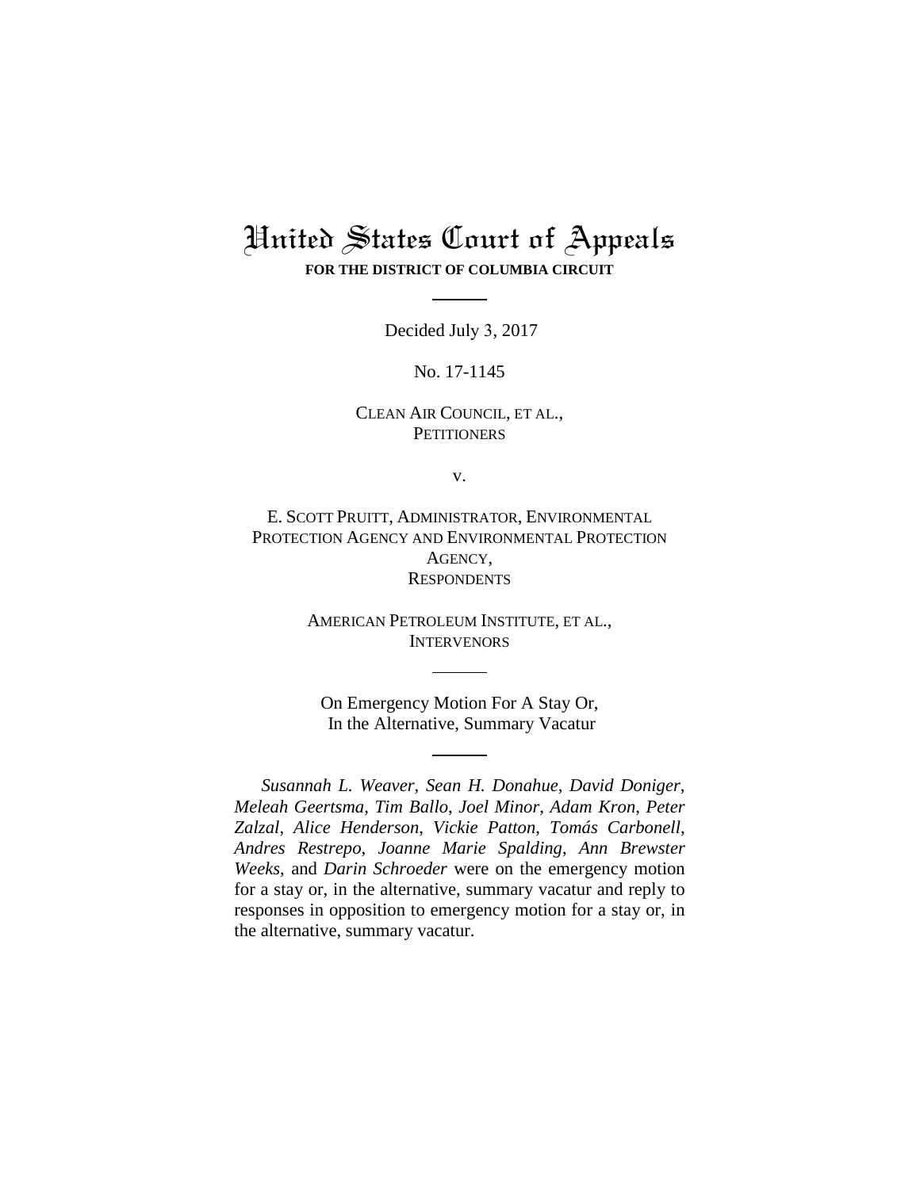# United States Court of Appeals

**FOR THE DISTRICT OF COLUMBIA CIRCUIT**

---

Decided July 3, 2017

No. 17-1145

CLEAN AIR COUNCIL, ET AL.,
PETITIONERS

v.

E. SCOTT PRUITT, ADMINISTRATOR, ENVIRONMENTAL PROTECTION AGENCY AND ENVIRONMENTAL PROTECTION AGENCY,
RESPONDENTS

AMERICAN PETROLEUM INSTITUTE, ET AL.,
INTERVENORS

---

On Emergency Motion For A Stay Or,
In the Alternative, Summary Vacatur

---

*Susannah L. Weaver*, *Sean H. Donahue*, *David Doniger*, *Meleah Geertsma*, *Tim Ballo*, *Joel Minor*, *Adam Kron*, *Peter Zalzal*, *Alice Henderson*, *Vickie Patton*, *Tomás Carbonell*, *Andres Restrepo*, *Joanne Marie Spalding*, *Ann Brewster Weeks*, and *Darin Schroeder* were on the emergency motion for a stay or, in the alternative, summary vacatur and reply to responses in opposition to emergency motion for a stay or, in the alternative, summary vacatur.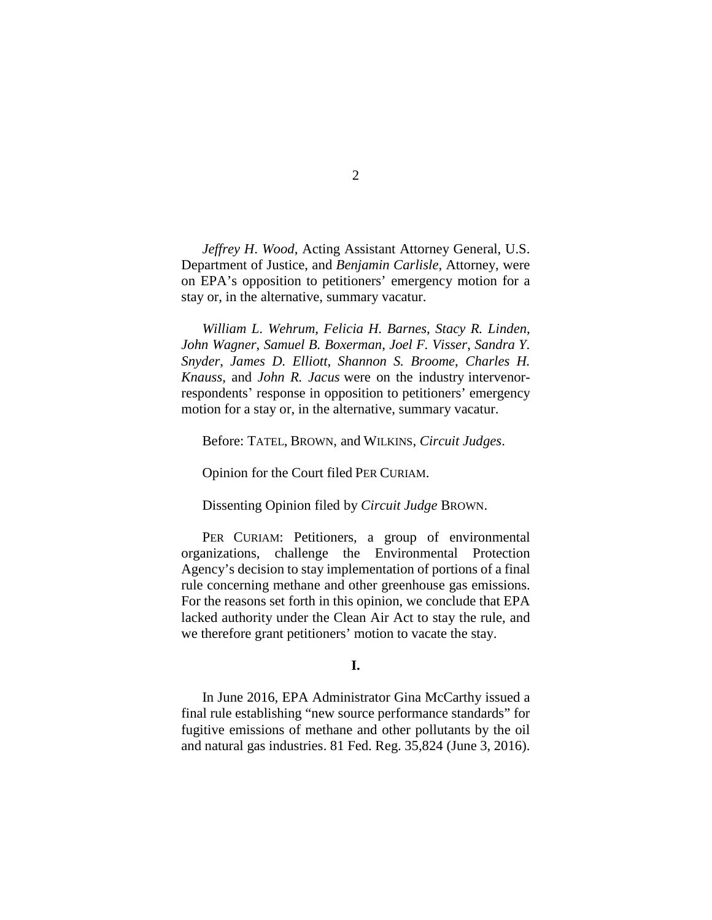*Jeffrey H. Wood*, Acting Assistant Attorney General, U.S. Department of Justice, and *Benjamin Carlisle*, Attorney, were on EPA's opposition to petitioners' emergency motion for a stay or, in the alternative, summary vacatur.

*William L. Wehrum*, *Felicia H. Barnes*, *Stacy R. Linden*, *John Wagner*, *Samuel B. Boxerman*, *Joel F. Visser*, *Sandra Y. Snyder*, *James D. Elliott*, *Shannon S. Broome*, *Charles H. Knauss*, and *John R. Jacus* were on the industry intervenor-respondents' response in opposition to petitioners' emergency motion for a stay or, in the alternative, summary vacatur.

Before: TATEL, BROWN, and WILKINS, *Circuit Judges*.

Opinion for the Court filed PER CURIAM.

Dissenting Opinion filed by *Circuit Judge* BROWN.

PER CURIAM: Petitioners, a group of environmental organizations, challenge the Environmental Protection Agency's decision to stay implementation of portions of a final rule concerning methane and other greenhouse gas emissions. For the reasons set forth in this opinion, we conclude that EPA lacked authority under the Clean Air Act to stay the rule, and we therefore grant petitioners' motion to vacate the stay.

## I.

In June 2016, EPA Administrator Gina McCarthy issued a final rule establishing "new source performance standards" for fugitive emissions of methane and other pollutants by the oil and natural gas industries. 81 Fed. Reg. 35,824 (June 3, 2016).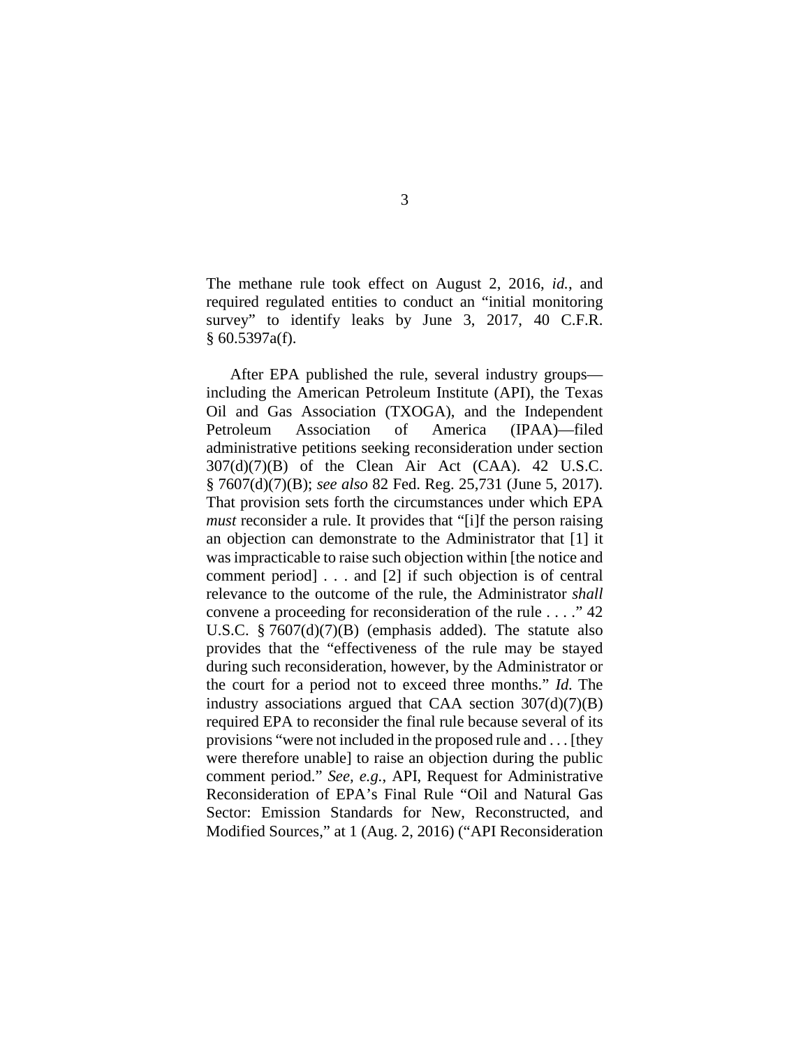The methane rule took effect on August 2, 2016, *id.*, and required regulated entities to conduct an "initial monitoring survey" to identify leaks by June 3, 2017, 40 C.F.R. § 60.5397a(f).

After EPA published the rule, several industry groups—including the American Petroleum Institute (API), the Texas Oil and Gas Association (TXOGA), and the Independent Petroleum Association of America (IPAA)—filed administrative petitions seeking reconsideration under section 307(d)(7)(B) of the Clean Air Act (CAA). 42 U.S.C. § 7607(d)(7)(B); *see also* 82 Fed. Reg. 25,731 (June 5, 2017). That provision sets forth the circumstances under which EPA *must* reconsider a rule. It provides that "[i]f the person raising an objection can demonstrate to the Administrator that [1] it was impracticable to raise such objection within [the notice and comment period] . . . and [2] if such objection is of central relevance to the outcome of the rule, the Administrator *shall* convene a proceeding for reconsideration of the rule . . . ." 42 U.S.C. § 7607(d)(7)(B) (emphasis added). The statute also provides that the "effectiveness of the rule may be stayed during such reconsideration, however, by the Administrator or the court for a period not to exceed three months." *Id.* The industry associations argued that CAA section 307(d)(7)(B) required EPA to reconsider the final rule because several of its provisions "were not included in the proposed rule and . . . [they were therefore unable] to raise an objection during the public comment period." *See, e.g.*, API, Request for Administrative Reconsideration of EPA's Final Rule "Oil and Natural Gas Sector: Emission Standards for New, Reconstructed, and Modified Sources," at 1 (Aug. 2, 2016) ("API Reconsideration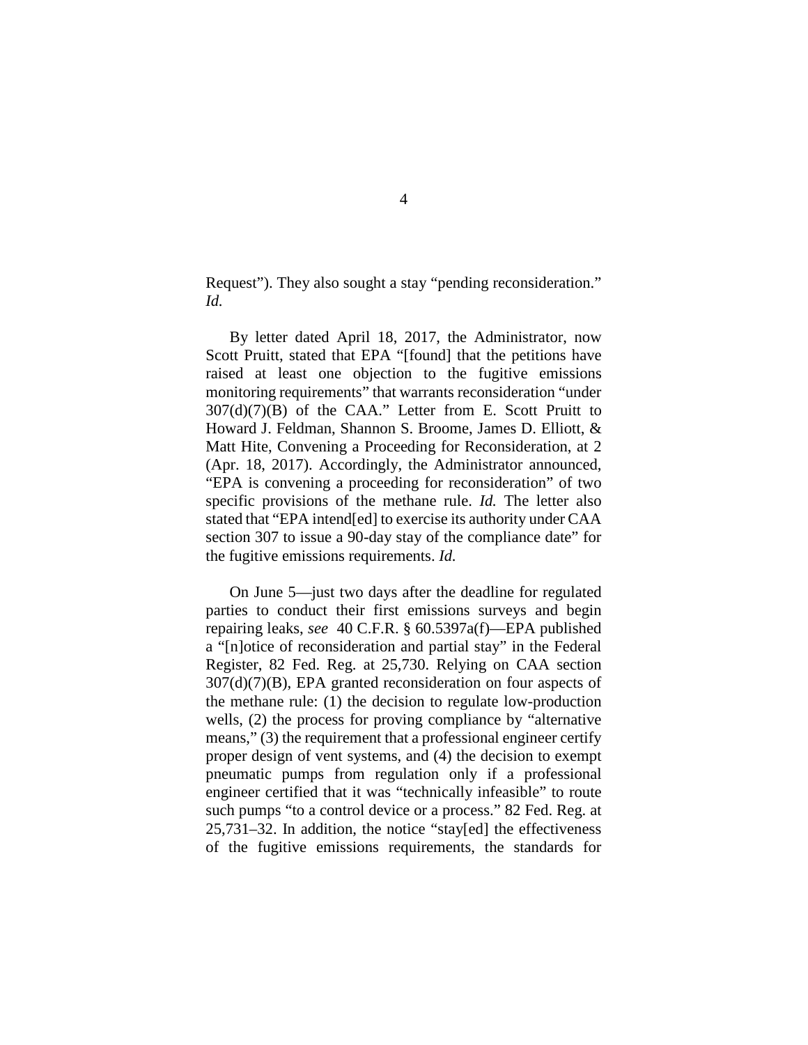Request"). They also sought a stay "pending reconsideration." *Id.*

By letter dated April 18, 2017, the Administrator, now Scott Pruitt, stated that EPA "[found] that the petitions have raised at least one objection to the fugitive emissions monitoring requirements" that warrants reconsideration "under 307(d)(7)(B) of the CAA." Letter from E. Scott Pruitt to Howard J. Feldman, Shannon S. Broome, James D. Elliott, & Matt Hite, Convening a Proceeding for Reconsideration, at 2 (Apr. 18, 2017). Accordingly, the Administrator announced, "EPA is convening a proceeding for reconsideration" of two specific provisions of the methane rule. *Id.* The letter also stated that "EPA intend[ed] to exercise its authority under CAA section 307 to issue a 90-day stay of the compliance date" for the fugitive emissions requirements. *Id.*

On June 5—just two days after the deadline for regulated parties to conduct their first emissions surveys and begin repairing leaks, *see* 40 C.F.R. § 60.5397a(f)—EPA published a "[n]otice of reconsideration and partial stay" in the Federal Register, 82 Fed. Reg. at 25,730. Relying on CAA section 307(d)(7)(B), EPA granted reconsideration on four aspects of the methane rule: (1) the decision to regulate low-production wells, (2) the process for proving compliance by "alternative means," (3) the requirement that a professional engineer certify proper design of vent systems, and (4) the decision to exempt pneumatic pumps from regulation only if a professional engineer certified that it was "technically infeasible" to route such pumps "to a control device or a process." 82 Fed. Reg. at 25,731–32. In addition, the notice "stay[ed] the effectiveness of the fugitive emissions requirements, the standards for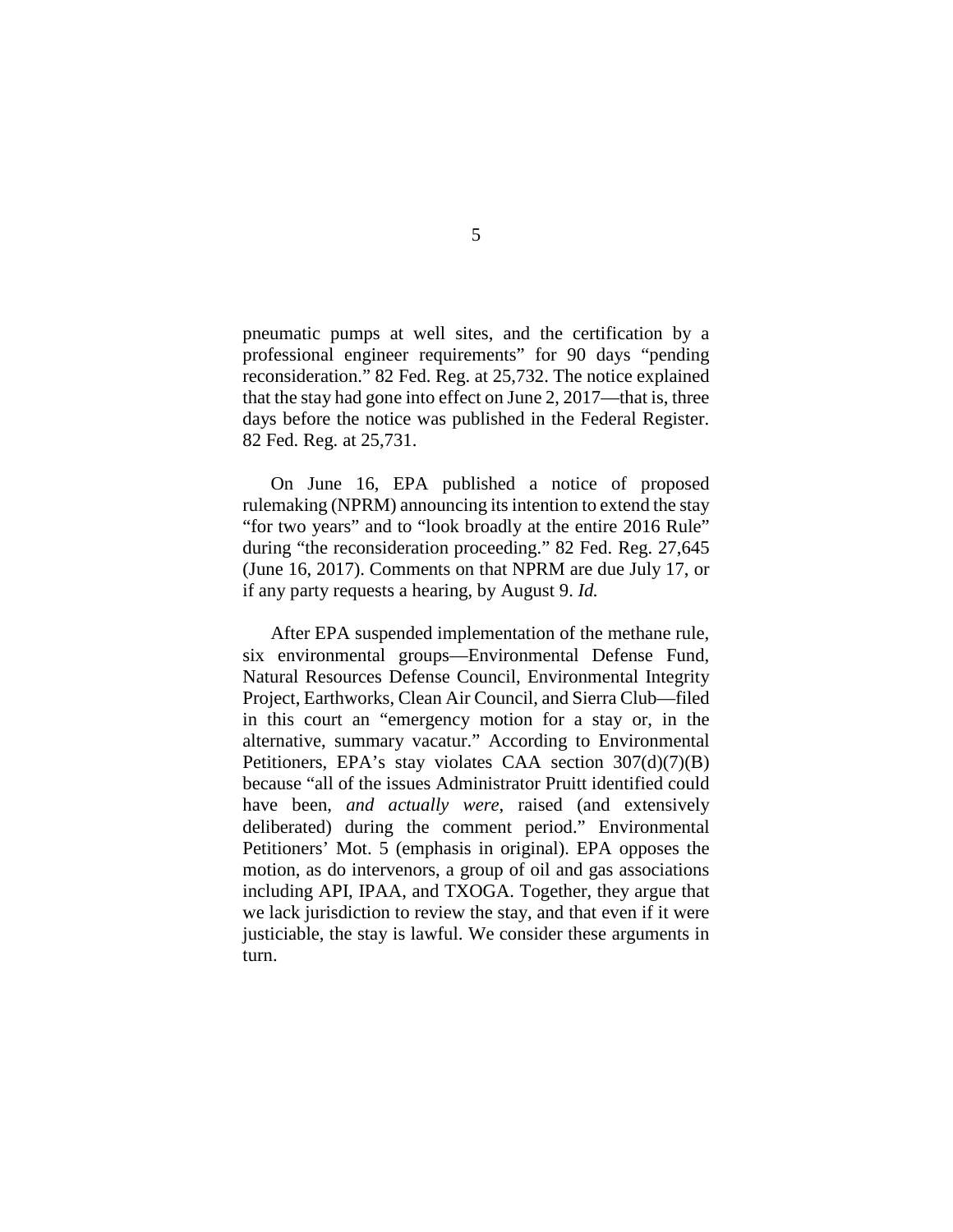pneumatic pumps at well sites, and the certification by a professional engineer requirements" for 90 days "pending reconsideration." 82 Fed. Reg. at 25,732. The notice explained that the stay had gone into effect on June 2, 2017—that is, three days before the notice was published in the Federal Register. 82 Fed. Reg. at 25,731.

On June 16, EPA published a notice of proposed rulemaking (NPRM) announcing its intention to extend the stay "for two years" and to "look broadly at the entire 2016 Rule" during "the reconsideration proceeding." 82 Fed. Reg. 27,645 (June 16, 2017). Comments on that NPRM are due July 17, or if any party requests a hearing, by August 9. *Id.*

After EPA suspended implementation of the methane rule, six environmental groups—Environmental Defense Fund, Natural Resources Defense Council, Environmental Integrity Project, Earthworks, Clean Air Council, and Sierra Club—filed in this court an "emergency motion for a stay or, in the alternative, summary vacatur." According to Environmental Petitioners, EPA's stay violates CAA section 307(d)(7)(B) because "all of the issues Administrator Pruitt identified could have been, *and actually were*, raised (and extensively deliberated) during the comment period." Environmental Petitioners' Mot. 5 (emphasis in original). EPA opposes the motion, as do intervenors, a group of oil and gas associations including API, IPAA, and TXOGA. Together, they argue that we lack jurisdiction to review the stay, and that even if it were justiciable, the stay is lawful. We consider these arguments in turn.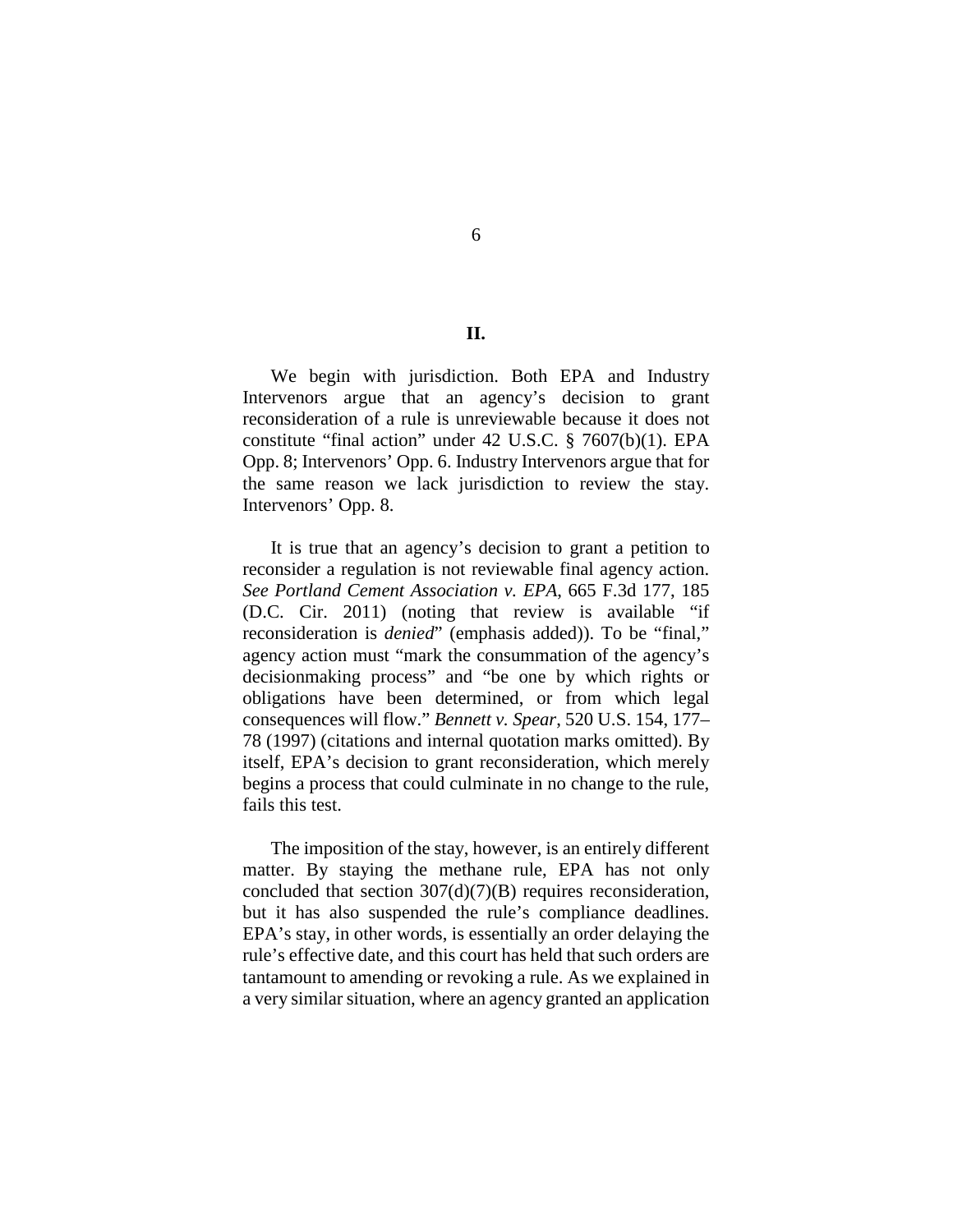## II.

We begin with jurisdiction. Both EPA and Industry Intervenors argue that an agency's decision to grant reconsideration of a rule is unreviewable because it does not constitute "final action" under 42 U.S.C. § 7607(b)(1). EPA Opp. 8; Intervenors' Opp. 6. Industry Intervenors argue that for the same reason we lack jurisdiction to review the stay. Intervenors' Opp. 8.

It is true that an agency's decision to grant a petition to reconsider a regulation is not reviewable final agency action. *See Portland Cement Association v. EPA*, 665 F.3d 177, 185 (D.C. Cir. 2011) (noting that review is available "if reconsideration is *denied*" (emphasis added)). To be "final," agency action must "mark the consummation of the agency's decisionmaking process" and "be one by which rights or obligations have been determined, or from which legal consequences will flow." *Bennett v. Spear*, 520 U.S. 154, 177–78 (1997) (citations and internal quotation marks omitted). By itself, EPA's decision to grant reconsideration, which merely begins a process that could culminate in no change to the rule, fails this test.

The imposition of the stay, however, is an entirely different matter. By staying the methane rule, EPA has not only concluded that section 307(d)(7)(B) requires reconsideration, but it has also suspended the rule's compliance deadlines. EPA's stay, in other words, is essentially an order delaying the rule's effective date, and this court has held that such orders are tantamount to amending or revoking a rule. As we explained in a very similar situation, where an agency granted an application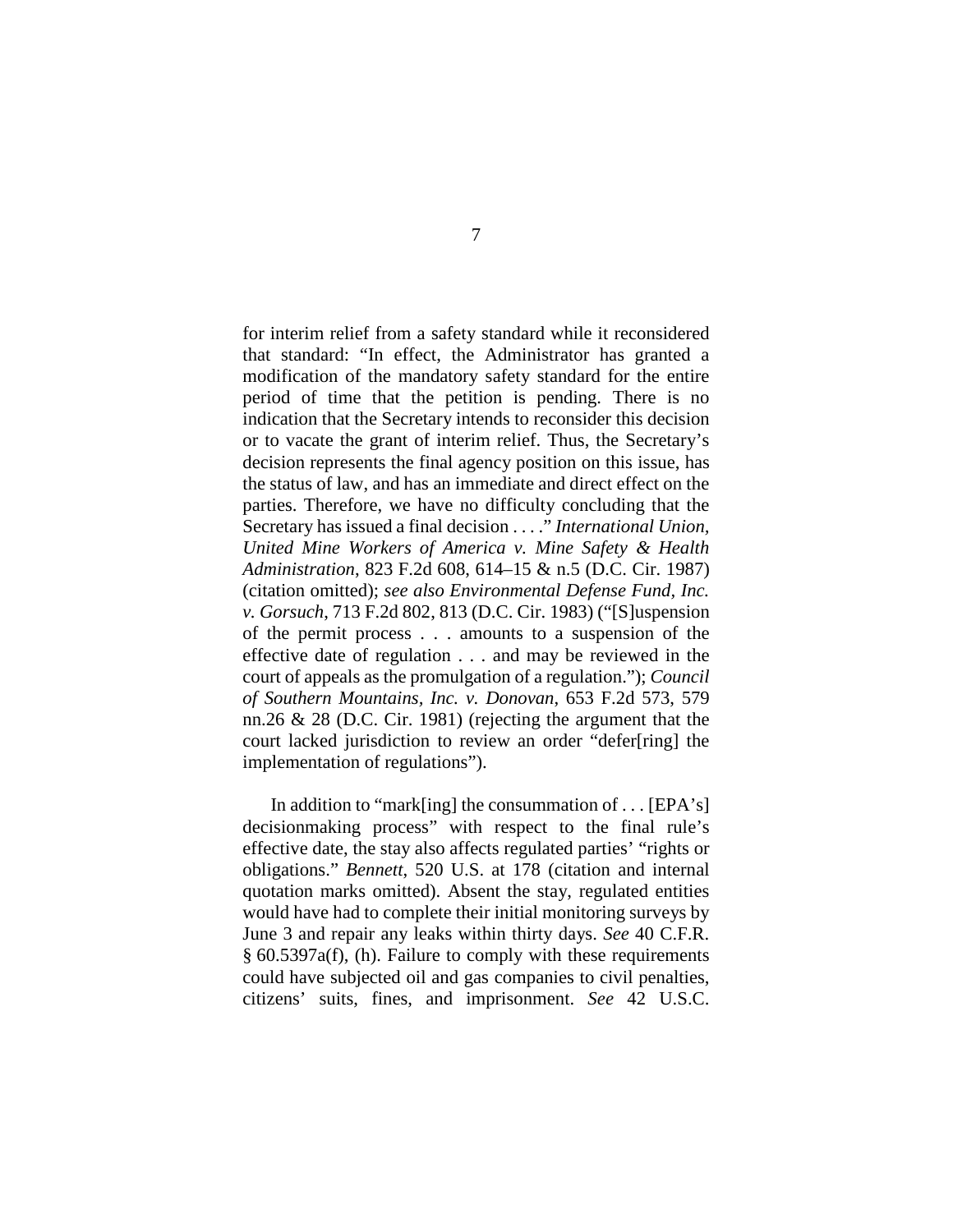for interim relief from a safety standard while it reconsidered that standard: "In effect, the Administrator has granted a modification of the mandatory safety standard for the entire period of time that the petition is pending. There is no indication that the Secretary intends to reconsider this decision or to vacate the grant of interim relief. Thus, the Secretary's decision represents the final agency position on this issue, has the status of law, and has an immediate and direct effect on the parties. Therefore, we have no difficulty concluding that the Secretary has issued a final decision . . . ." *International Union, United Mine Workers of America v. Mine Safety & Health Administration*, 823 F.2d 608, 614–15 & n.5 (D.C. Cir. 1987) (citation omitted); *see also Environmental Defense Fund, Inc. v. Gorsuch*, 713 F.2d 802, 813 (D.C. Cir. 1983) ("[S]uspension of the permit process . . . amounts to a suspension of the effective date of regulation . . . and may be reviewed in the court of appeals as the promulgation of a regulation."); *Council of Southern Mountains, Inc. v. Donovan*, 653 F.2d 573, 579 nn.26 & 28 (D.C. Cir. 1981) (rejecting the argument that the court lacked jurisdiction to review an order "defer[ring] the implementation of regulations").

In addition to "mark[ing] the consummation of . . . [EPA's] decisionmaking process" with respect to the final rule's effective date, the stay also affects regulated parties' "rights or obligations." *Bennett*, 520 U.S. at 178 (citation and internal quotation marks omitted). Absent the stay, regulated entities would have had to complete their initial monitoring surveys by June 3 and repair any leaks within thirty days. *See* 40 C.F.R. § 60.5397a(f), (h). Failure to comply with these requirements could have subjected oil and gas companies to civil penalties, citizens' suits, fines, and imprisonment. *See* 42 U.S.C.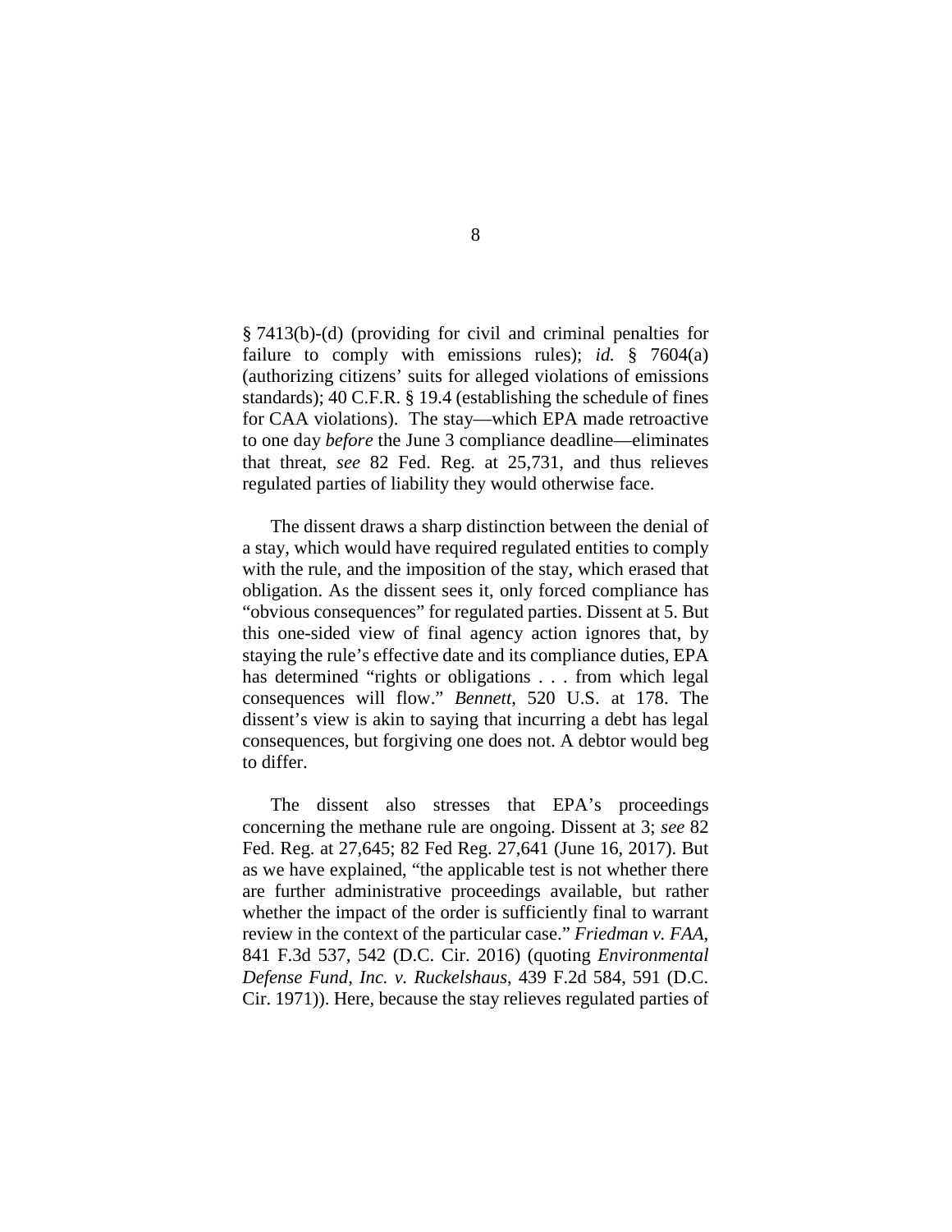§ 7413(b)-(d) (providing for civil and criminal penalties for failure to comply with emissions rules); *id.* § 7604(a) (authorizing citizens' suits for alleged violations of emissions standards); 40 C.F.R. § 19.4 (establishing the schedule of fines for CAA violations). The stay—which EPA made retroactive to one day *before* the June 3 compliance deadline—eliminates that threat, *see* 82 Fed. Reg. at 25,731, and thus relieves regulated parties of liability they would otherwise face.

The dissent draws a sharp distinction between the denial of a stay, which would have required regulated entities to comply with the rule, and the imposition of the stay, which erased that obligation. As the dissent sees it, only forced compliance has "obvious consequences" for regulated parties. Dissent at 5. But this one-sided view of final agency action ignores that, by staying the rule's effective date and its compliance duties, EPA has determined "rights or obligations . . . from which legal consequences will flow." *Bennett*, 520 U.S. at 178. The dissent's view is akin to saying that incurring a debt has legal consequences, but forgiving one does not. A debtor would beg to differ.

The dissent also stresses that EPA's proceedings concerning the methane rule are ongoing. Dissent at 3; *see* 82 Fed. Reg. at 27,645; 82 Fed Reg. 27,641 (June 16, 2017). But as we have explained, "the applicable test is not whether there are further administrative proceedings available, but rather whether the impact of the order is sufficiently final to warrant review in the context of the particular case." *Friedman v. FAA*, 841 F.3d 537, 542 (D.C. Cir. 2016) (quoting *Environmental Defense Fund, Inc. v. Ruckelshaus*, 439 F.2d 584, 591 (D.C. Cir. 1971)). Here, because the stay relieves regulated parties of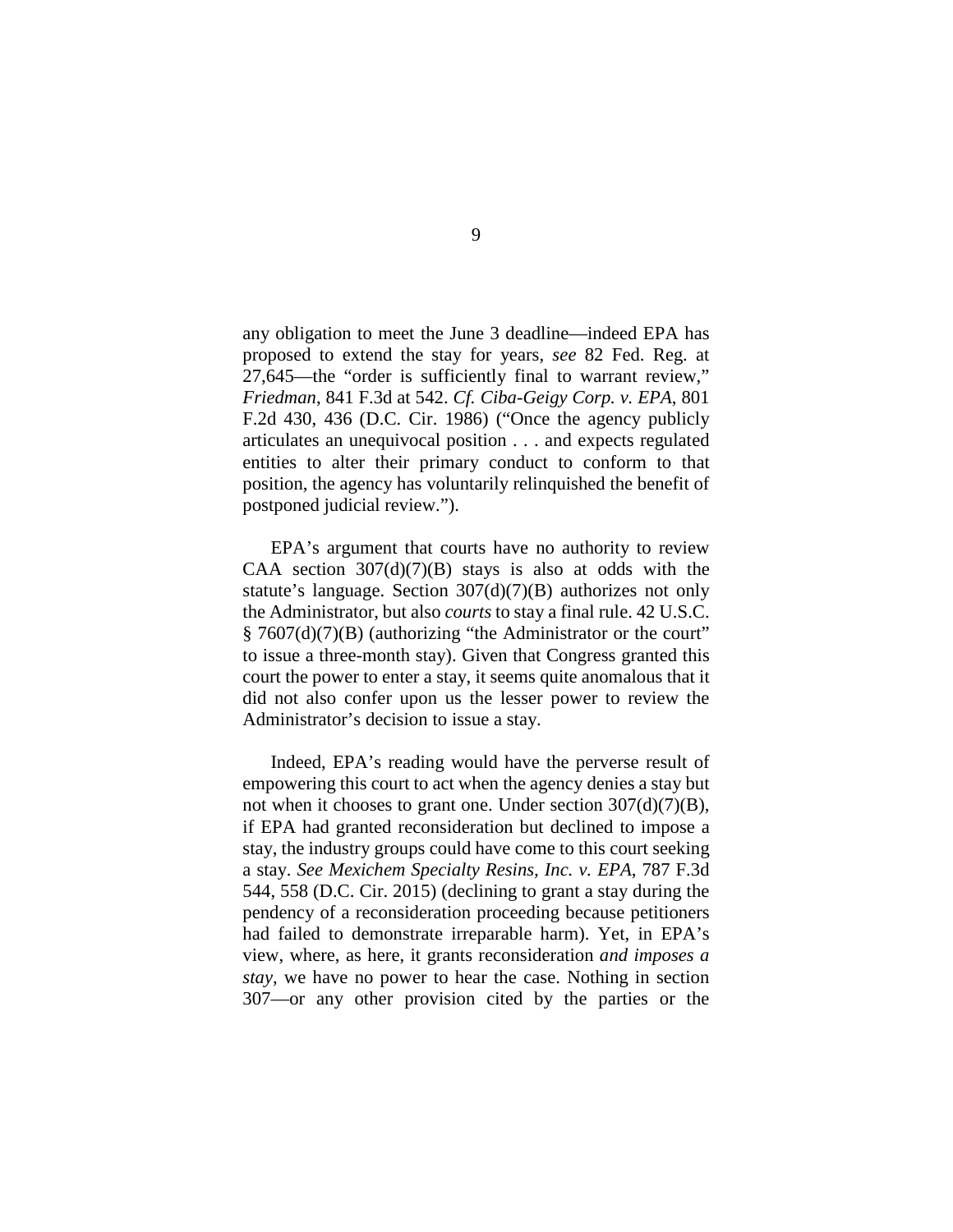any obligation to meet the June 3 deadline—indeed EPA has proposed to extend the stay for years, *see* 82 Fed. Reg. at 27,645—the "order is sufficiently final to warrant review," *Friedman*, 841 F.3d at 542. *Cf. Ciba-Geigy Corp. v. EPA*, 801 F.2d 430, 436 (D.C. Cir. 1986) ("Once the agency publicly articulates an unequivocal position . . . and expects regulated entities to alter their primary conduct to conform to that position, the agency has voluntarily relinquished the benefit of postponed judicial review.").

EPA's argument that courts have no authority to review CAA section 307(d)(7)(B) stays is also at odds with the statute's language. Section 307(d)(7)(B) authorizes not only the Administrator, but also *courts* to stay a final rule. 42 U.S.C. § 7607(d)(7)(B) (authorizing "the Administrator or the court" to issue a three-month stay). Given that Congress granted this court the power to enter a stay, it seems quite anomalous that it did not also confer upon us the lesser power to review the Administrator's decision to issue a stay.

Indeed, EPA's reading would have the perverse result of empowering this court to act when the agency denies a stay but not when it chooses to grant one. Under section 307(d)(7)(B), if EPA had granted reconsideration but declined to impose a stay, the industry groups could have come to this court seeking a stay. *See Mexichem Specialty Resins, Inc. v. EPA*, 787 F.3d 544, 558 (D.C. Cir. 2015) (declining to grant a stay during the pendency of a reconsideration proceeding because petitioners had failed to demonstrate irreparable harm). Yet, in EPA's view, where, as here, it grants reconsideration *and imposes a stay*, we have no power to hear the case. Nothing in section 307—or any other provision cited by the parties or the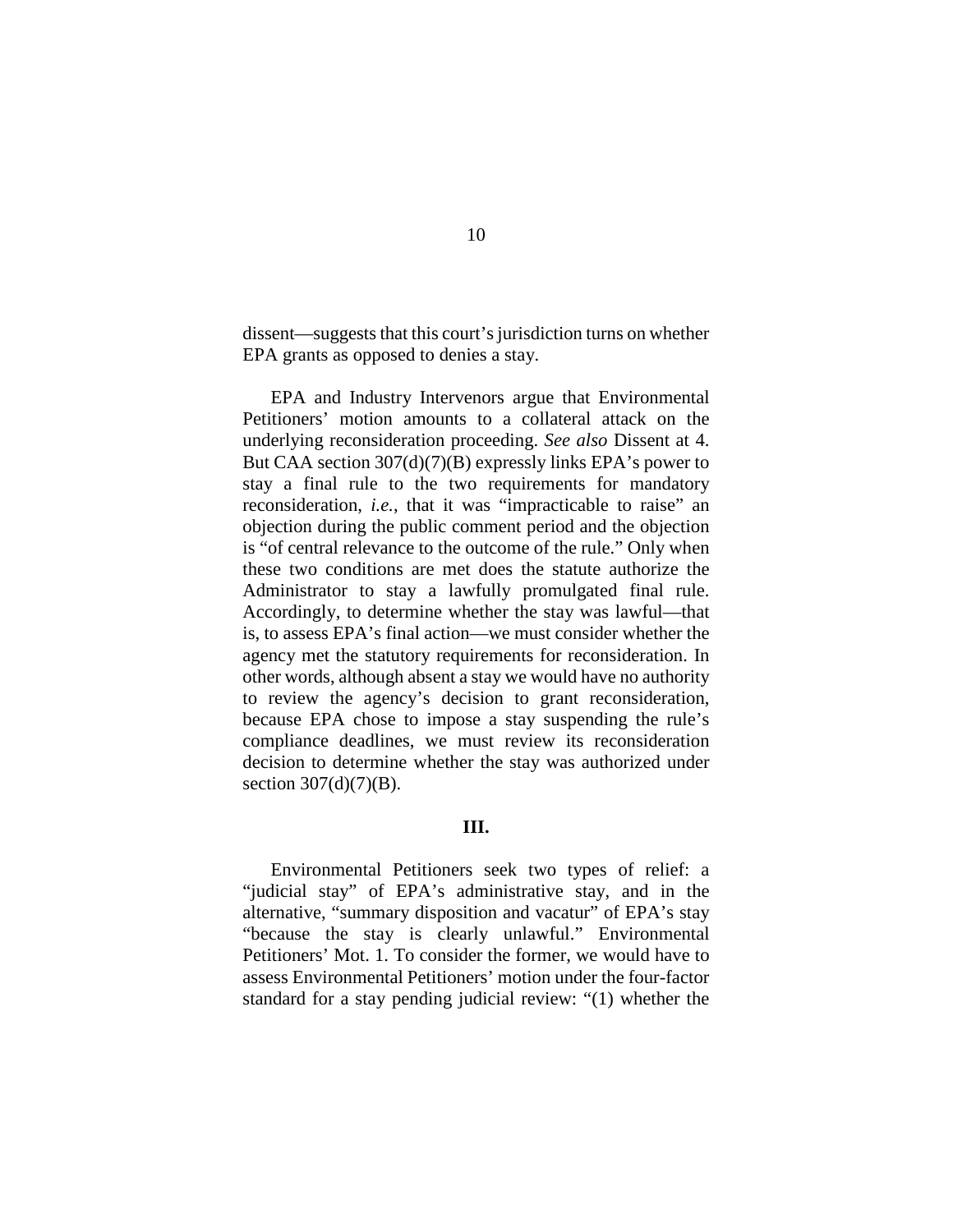dissent—suggests that this court's jurisdiction turns on whether EPA grants as opposed to denies a stay.

EPA and Industry Intervenors argue that Environmental Petitioners' motion amounts to a collateral attack on the underlying reconsideration proceeding. *See also* Dissent at 4. But CAA section 307(d)(7)(B) expressly links EPA's power to stay a final rule to the two requirements for mandatory reconsideration, *i.e.*, that it was "impracticable to raise" an objection during the public comment period and the objection is "of central relevance to the outcome of the rule." Only when these two conditions are met does the statute authorize the Administrator to stay a lawfully promulgated final rule. Accordingly, to determine whether the stay was lawful—that is, to assess EPA's final action—we must consider whether the agency met the statutory requirements for reconsideration. In other words, although absent a stay we would have no authority to review the agency's decision to grant reconsideration, because EPA chose to impose a stay suspending the rule's compliance deadlines, we must review its reconsideration decision to determine whether the stay was authorized under section 307(d)(7)(B).

**III.**

Environmental Petitioners seek two types of relief: a "judicial stay" of EPA's administrative stay, and in the alternative, "summary disposition and vacatur" of EPA's stay "because the stay is clearly unlawful." Environmental Petitioners' Mot. 1. To consider the former, we would have to assess Environmental Petitioners' motion under the four-factor standard for a stay pending judicial review: "(1) whether the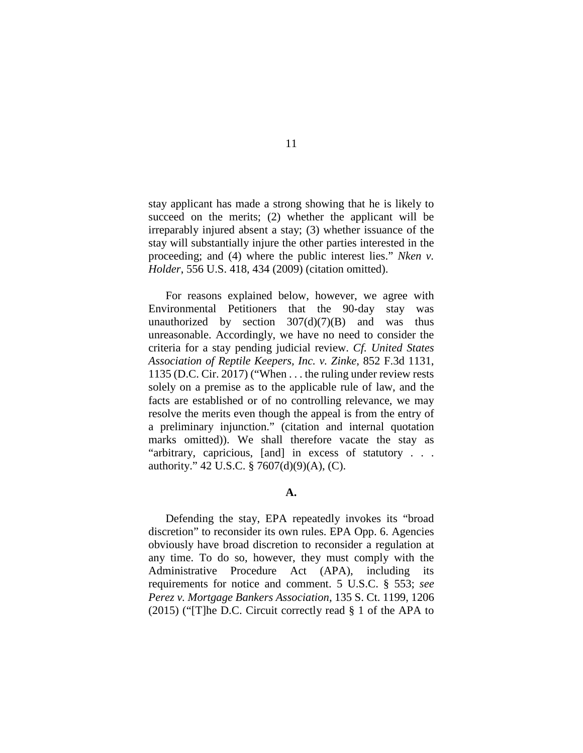stay applicant has made a strong showing that he is likely to succeed on the merits; (2) whether the applicant will be irreparably injured absent a stay; (3) whether issuance of the stay will substantially injure the other parties interested in the proceeding; and (4) where the public interest lies." *Nken v. Holder*, 556 U.S. 418, 434 (2009) (citation omitted).

For reasons explained below, however, we agree with Environmental Petitioners that the 90-day stay was unauthorized by section 307(d)(7)(B) and was thus unreasonable. Accordingly, we have no need to consider the criteria for a stay pending judicial review. *Cf. United States Association of Reptile Keepers, Inc. v. Zinke*, 852 F.3d 1131, 1135 (D.C. Cir. 2017) ("When . . . the ruling under review rests solely on a premise as to the applicable rule of law, and the facts are established or of no controlling relevance, we may resolve the merits even though the appeal is from the entry of a preliminary injunction." (citation and internal quotation marks omitted)). We shall therefore vacate the stay as "arbitrary, capricious, [and] in excess of statutory . . . authority." 42 U.S.C. § 7607(d)(9)(A), (C).

**A.**

Defending the stay, EPA repeatedly invokes its "broad discretion" to reconsider its own rules. EPA Opp. 6. Agencies obviously have broad discretion to reconsider a regulation at any time. To do so, however, they must comply with the Administrative Procedure Act (APA), including its requirements for notice and comment. 5 U.S.C. § 553; *see Perez v. Mortgage Bankers Association*, 135 S. Ct. 1199, 1206 (2015) ("[T]he D.C. Circuit correctly read § 1 of the APA to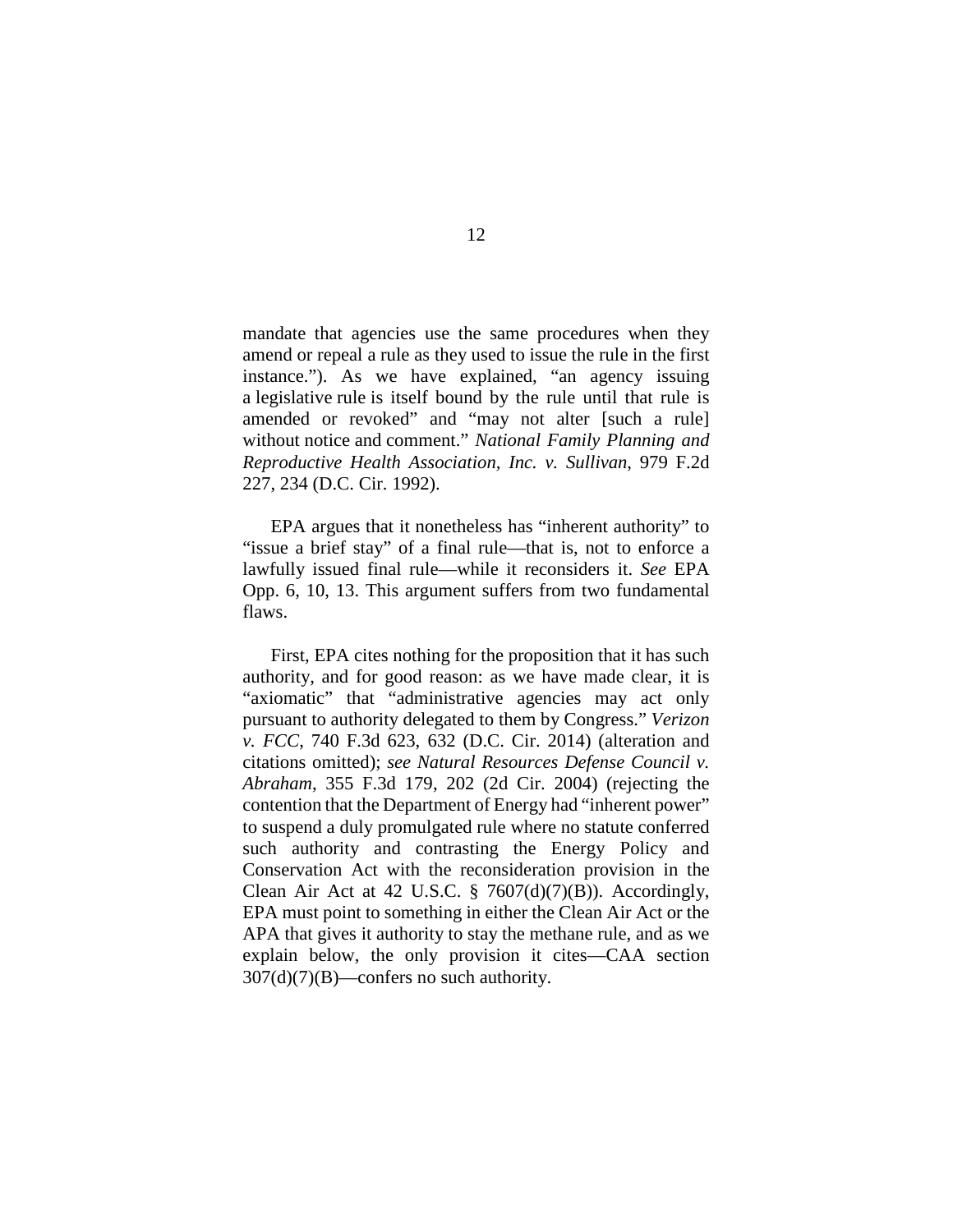mandate that agencies use the same procedures when they amend or repeal a rule as they used to issue the rule in the first instance."). As we have explained, "an agency issuing a legislative rule is itself bound by the rule until that rule is amended or revoked" and "may not alter [such a rule] without notice and comment." *National Family Planning and Reproductive Health Association, Inc. v. Sullivan*, 979 F.2d 227, 234 (D.C. Cir. 1992).

EPA argues that it nonetheless has "inherent authority" to "issue a brief stay" of a final rule—that is, not to enforce a lawfully issued final rule—while it reconsiders it. *See* EPA Opp. 6, 10, 13. This argument suffers from two fundamental flaws.

First, EPA cites nothing for the proposition that it has such authority, and for good reason: as we have made clear, it is "axiomatic" that "administrative agencies may act only pursuant to authority delegated to them by Congress." *Verizon v. FCC*, 740 F.3d 623, 632 (D.C. Cir. 2014) (alteration and citations omitted); *see Natural Resources Defense Council v. Abraham*, 355 F.3d 179, 202 (2d Cir. 2004) (rejecting the contention that the Department of Energy had "inherent power" to suspend a duly promulgated rule where no statute conferred such authority and contrasting the Energy Policy and Conservation Act with the reconsideration provision in the Clean Air Act at 42 U.S.C. § 7607(d)(7)(B)). Accordingly, EPA must point to something in either the Clean Air Act or the APA that gives it authority to stay the methane rule, and as we explain below, the only provision it cites—CAA section 307(d)(7)(B)—confers no such authority.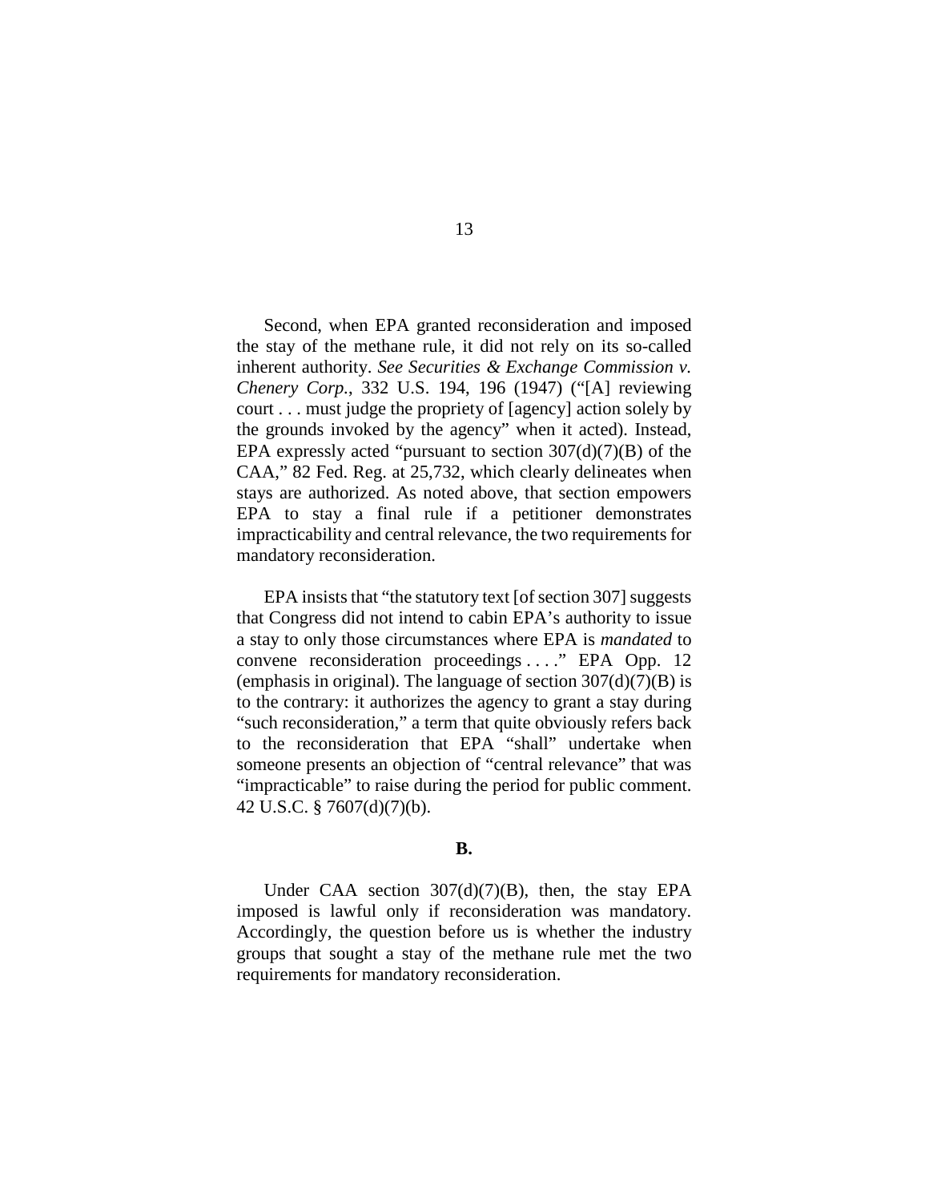Second, when EPA granted reconsideration and imposed the stay of the methane rule, it did not rely on its so-called inherent authority. *See Securities & Exchange Commission v. Chenery Corp.*, 332 U.S. 194, 196 (1947) ("[A] reviewing court . . . must judge the propriety of [agency] action solely by the grounds invoked by the agency" when it acted). Instead, EPA expressly acted "pursuant to section 307(d)(7)(B) of the CAA," 82 Fed. Reg. at 25,732, which clearly delineates when stays are authorized. As noted above, that section empowers EPA to stay a final rule if a petitioner demonstrates impracticability and central relevance, the two requirements for mandatory reconsideration.

EPA insists that "the statutory text [of section 307] suggests that Congress did not intend to cabin EPA's authority to issue a stay to only those circumstances where EPA is *mandated* to convene reconsideration proceedings . . . ." EPA Opp. 12 (emphasis in original). The language of section 307(d)(7)(B) is to the contrary: it authorizes the agency to grant a stay during "such reconsideration," a term that quite obviously refers back to the reconsideration that EPA "shall" undertake when someone presents an objection of "central relevance" that was "impracticable" to raise during the period for public comment. 42 U.S.C. § 7607(d)(7)(b).

**B.**

Under CAA section 307(d)(7)(B), then, the stay EPA imposed is lawful only if reconsideration was mandatory. Accordingly, the question before us is whether the industry groups that sought a stay of the methane rule met the two requirements for mandatory reconsideration.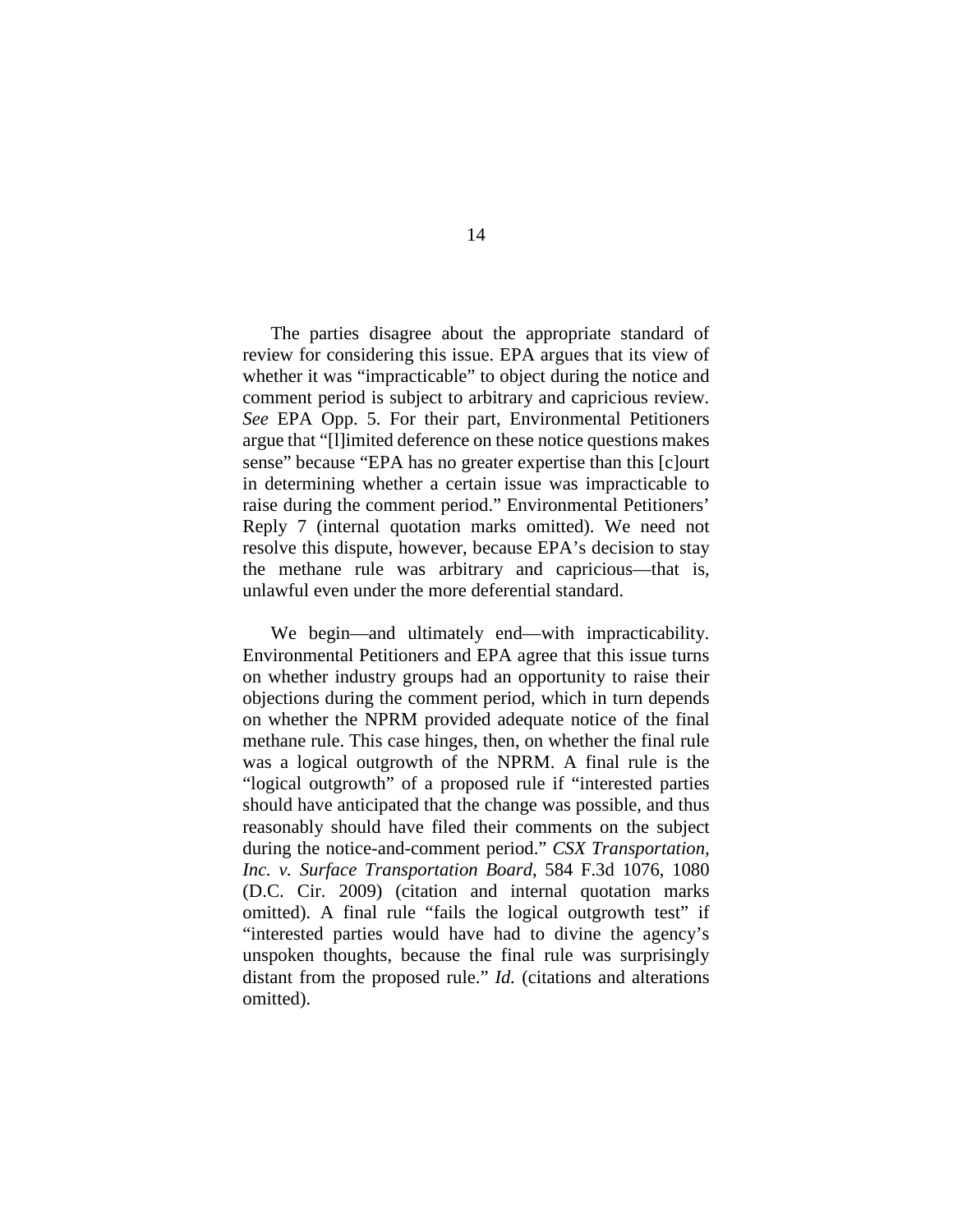The parties disagree about the appropriate standard of review for considering this issue. EPA argues that its view of whether it was "impracticable" to object during the notice and comment period is subject to arbitrary and capricious review. *See* EPA Opp. 5. For their part, Environmental Petitioners argue that "[l]imited deference on these notice questions makes sense" because "EPA has no greater expertise than this [c]ourt in determining whether a certain issue was impracticable to raise during the comment period." Environmental Petitioners' Reply 7 (internal quotation marks omitted). We need not resolve this dispute, however, because EPA's decision to stay the methane rule was arbitrary and capricious—that is, unlawful even under the more deferential standard.

We begin—and ultimately end—with impracticability. Environmental Petitioners and EPA agree that this issue turns on whether industry groups had an opportunity to raise their objections during the comment period, which in turn depends on whether the NPRM provided adequate notice of the final methane rule. This case hinges, then, on whether the final rule was a logical outgrowth of the NPRM. A final rule is the "logical outgrowth" of a proposed rule if "interested parties should have anticipated that the change was possible, and thus reasonably should have filed their comments on the subject during the notice-and-comment period." *CSX Transportation, Inc. v. Surface Transportation Board*, 584 F.3d 1076, 1080 (D.C. Cir. 2009) (citation and internal quotation marks omitted). A final rule "fails the logical outgrowth test" if "interested parties would have had to divine the agency's unspoken thoughts, because the final rule was surprisingly distant from the proposed rule." *Id.* (citations and alterations omitted).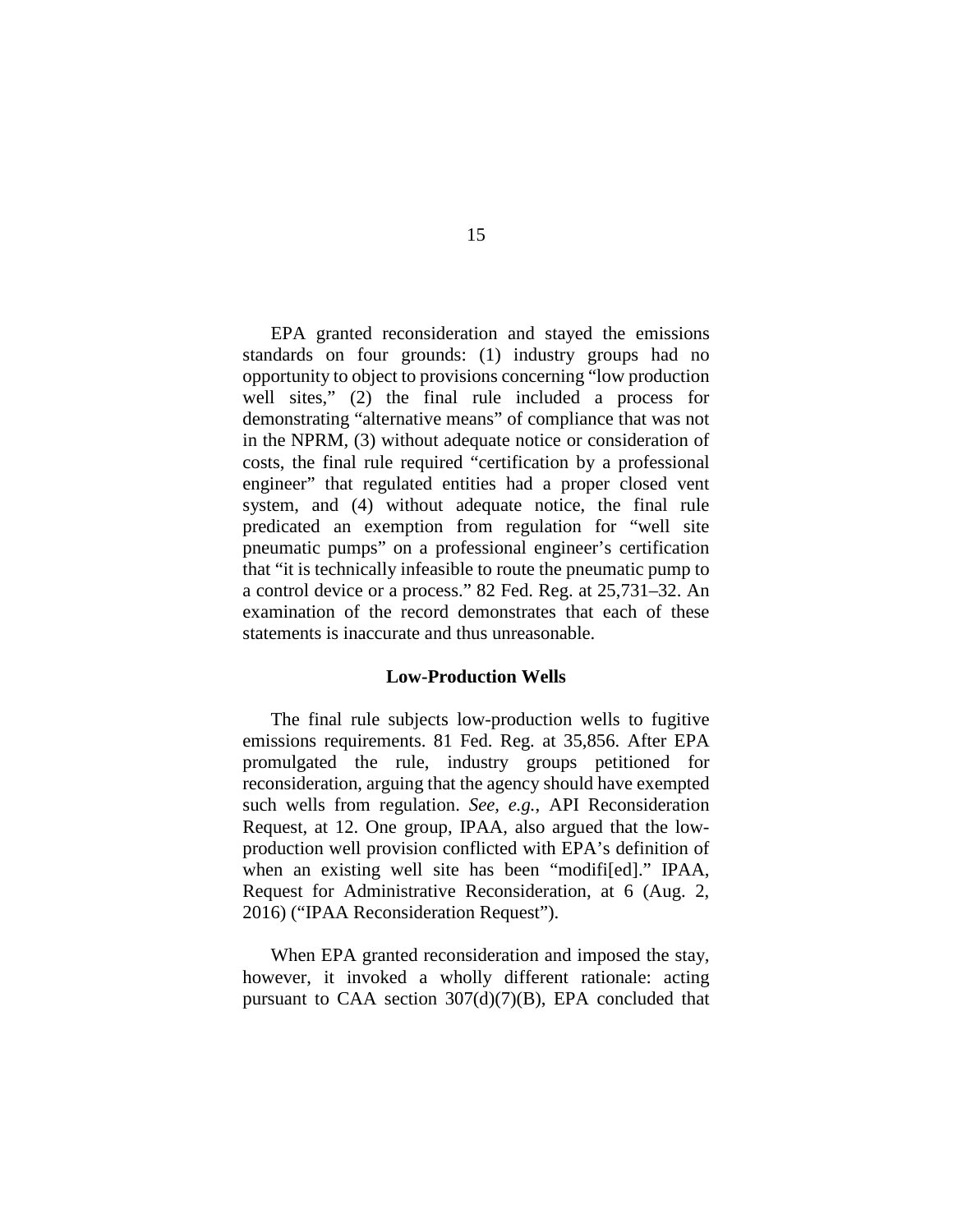EPA granted reconsideration and stayed the emissions standards on four grounds: (1) industry groups had no opportunity to object to provisions concerning "low production well sites," (2) the final rule included a process for demonstrating "alternative means" of compliance that was not in the NPRM, (3) without adequate notice or consideration of costs, the final rule required "certification by a professional engineer" that regulated entities had a proper closed vent system, and (4) without adequate notice, the final rule predicated an exemption from regulation for "well site pneumatic pumps" on a professional engineer's certification that "it is technically infeasible to route the pneumatic pump to a control device or a process." 82 Fed. Reg. at 25,731–32. An examination of the record demonstrates that each of these statements is inaccurate and thus unreasonable.

### Low-Production Wells

The final rule subjects low-production wells to fugitive emissions requirements. 81 Fed. Reg. at 35,856. After EPA promulgated the rule, industry groups petitioned for reconsideration, arguing that the agency should have exempted such wells from regulation. *See, e.g.*, API Reconsideration Request, at 12. One group, IPAA, also argued that the low-production well provision conflicted with EPA's definition of when an existing well site has been "modifi[ed]." IPAA, Request for Administrative Reconsideration, at 6 (Aug. 2, 2016) ("IPAA Reconsideration Request").

When EPA granted reconsideration and imposed the stay, however, it invoked a wholly different rationale: acting pursuant to CAA section 307(d)(7)(B), EPA concluded that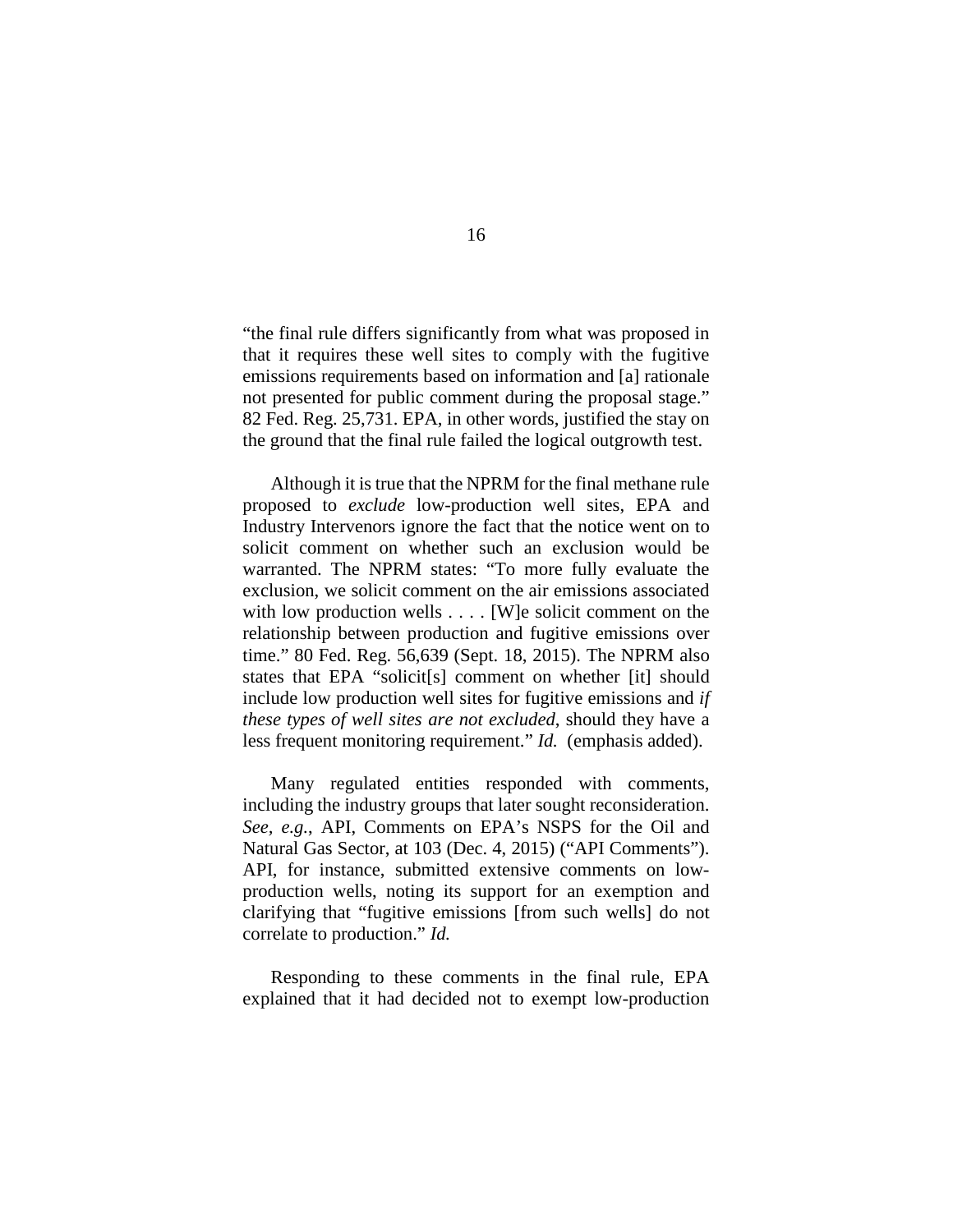"the final rule differs significantly from what was proposed in that it requires these well sites to comply with the fugitive emissions requirements based on information and [a] rationale not presented for public comment during the proposal stage." 82 Fed. Reg. 25,731. EPA, in other words, justified the stay on the ground that the final rule failed the logical outgrowth test.

Although it is true that the NPRM for the final methane rule proposed to *exclude* low-production well sites, EPA and Industry Intervenors ignore the fact that the notice went on to solicit comment on whether such an exclusion would be warranted. The NPRM states: "To more fully evaluate the exclusion, we solicit comment on the air emissions associated with low production wells . . . . [W]e solicit comment on the relationship between production and fugitive emissions over time." 80 Fed. Reg. 56,639 (Sept. 18, 2015). The NPRM also states that EPA "solicit[s] comment on whether [it] should include low production well sites for fugitive emissions and *if these types of well sites are not excluded*, should they have a less frequent monitoring requirement." *Id.* (emphasis added).

Many regulated entities responded with comments, including the industry groups that later sought reconsideration. *See, e.g.*, API, Comments on EPA's NSPS for the Oil and Natural Gas Sector, at 103 (Dec. 4, 2015) ("API Comments"). API, for instance, submitted extensive comments on low-production wells, noting its support for an exemption and clarifying that "fugitive emissions [from such wells] do not correlate to production." *Id.*

Responding to these comments in the final rule, EPA explained that it had decided not to exempt low-production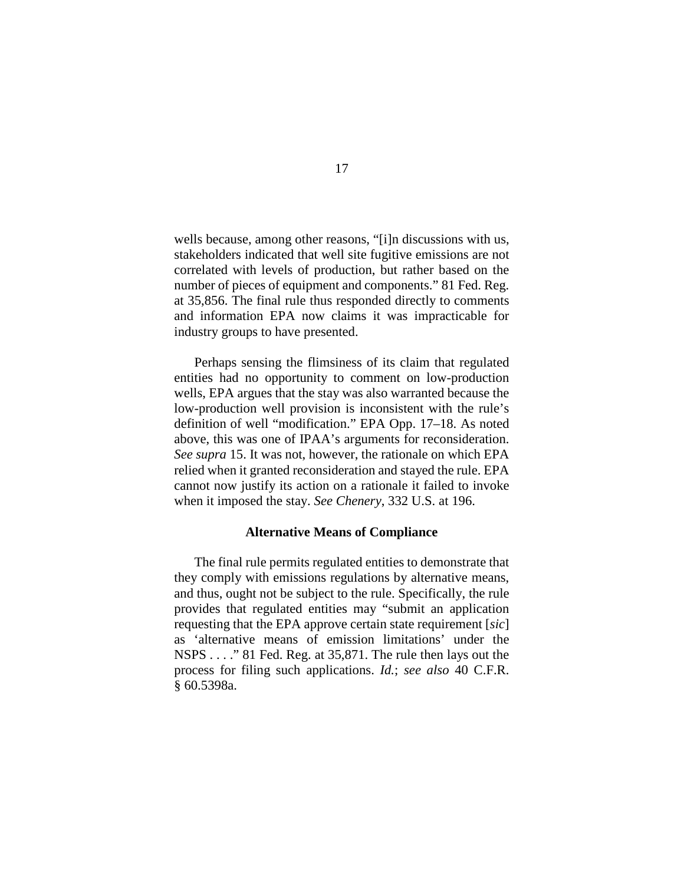wells because, among other reasons, "[i]n discussions with us, stakeholders indicated that well site fugitive emissions are not correlated with levels of production, but rather based on the number of pieces of equipment and components." 81 Fed. Reg. at 35,856. The final rule thus responded directly to comments and information EPA now claims it was impracticable for industry groups to have presented.

Perhaps sensing the flimsiness of its claim that regulated entities had no opportunity to comment on low-production wells, EPA argues that the stay was also warranted because the low-production well provision is inconsistent with the rule's definition of well "modification." EPA Opp. 17–18. As noted above, this was one of IPAA's arguments for reconsideration. *See supra* 15. It was not, however, the rationale on which EPA relied when it granted reconsideration and stayed the rule. EPA cannot now justify its action on a rationale it failed to invoke when it imposed the stay. *See Chenery*, 332 U.S. at 196.

**Alternative Means of Compliance**

The final rule permits regulated entities to demonstrate that they comply with emissions regulations by alternative means, and thus, ought not be subject to the rule. Specifically, the rule provides that regulated entities may "submit an application requesting that the EPA approve certain state requirement [*sic*] as 'alternative means of emission limitations' under the NSPS . . . ." 81 Fed. Reg. at 35,871. The rule then lays out the process for filing such applications. *Id.*; *see also* 40 C.F.R. § 60.5398a.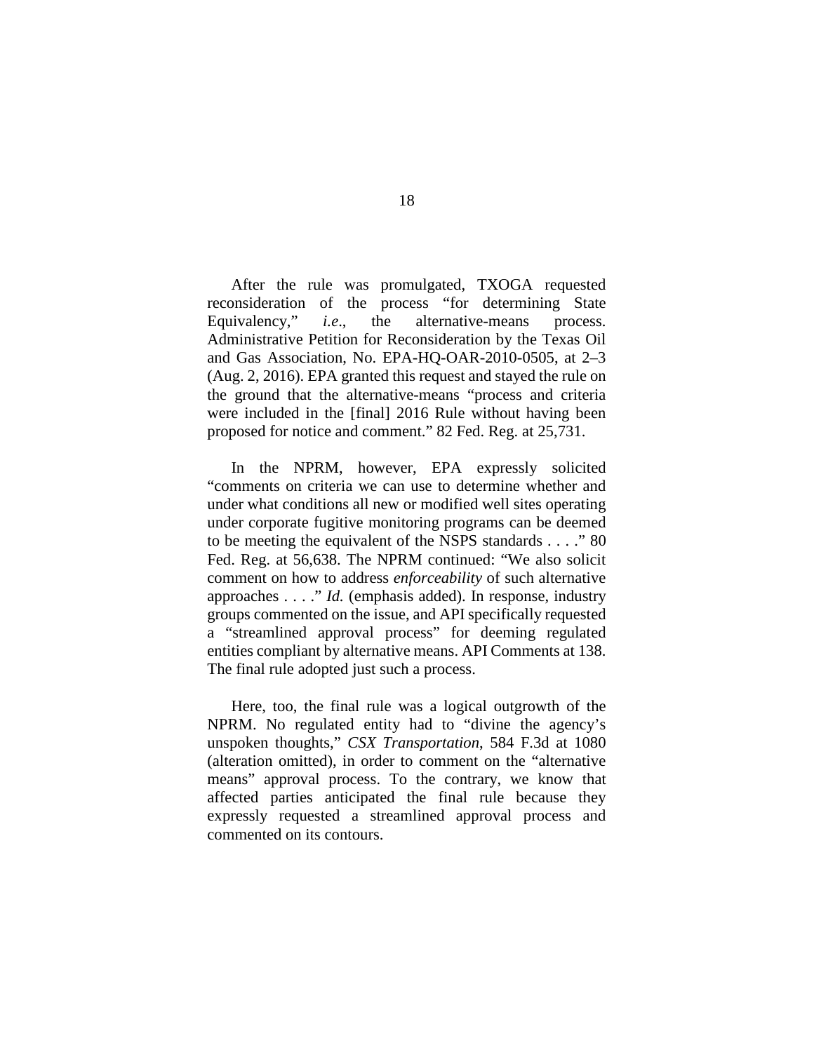After the rule was promulgated, TXOGA requested reconsideration of the process "for determining State Equivalency," *i.e.*, the alternative-means process. Administrative Petition for Reconsideration by the Texas Oil and Gas Association, No. EPA-HQ-OAR-2010-0505, at 2–3 (Aug. 2, 2016). EPA granted this request and stayed the rule on the ground that the alternative-means "process and criteria were included in the [final] 2016 Rule without having been proposed for notice and comment." 82 Fed. Reg. at 25,731.

In the NPRM, however, EPA expressly solicited "comments on criteria we can use to determine whether and under what conditions all new or modified well sites operating under corporate fugitive monitoring programs can be deemed to be meeting the equivalent of the NSPS standards . . . ." 80 Fed. Reg. at 56,638. The NPRM continued: "We also solicit comment on how to address *enforceability* of such alternative approaches . . . ." *Id.* (emphasis added). In response, industry groups commented on the issue, and API specifically requested a "streamlined approval process" for deeming regulated entities compliant by alternative means. API Comments at 138. The final rule adopted just such a process.

Here, too, the final rule was a logical outgrowth of the NPRM. No regulated entity had to "divine the agency's unspoken thoughts," *CSX Transportation*, 584 F.3d at 1080 (alteration omitted), in order to comment on the "alternative means" approval process. To the contrary, we know that affected parties anticipated the final rule because they expressly requested a streamlined approval process and commented on its contours.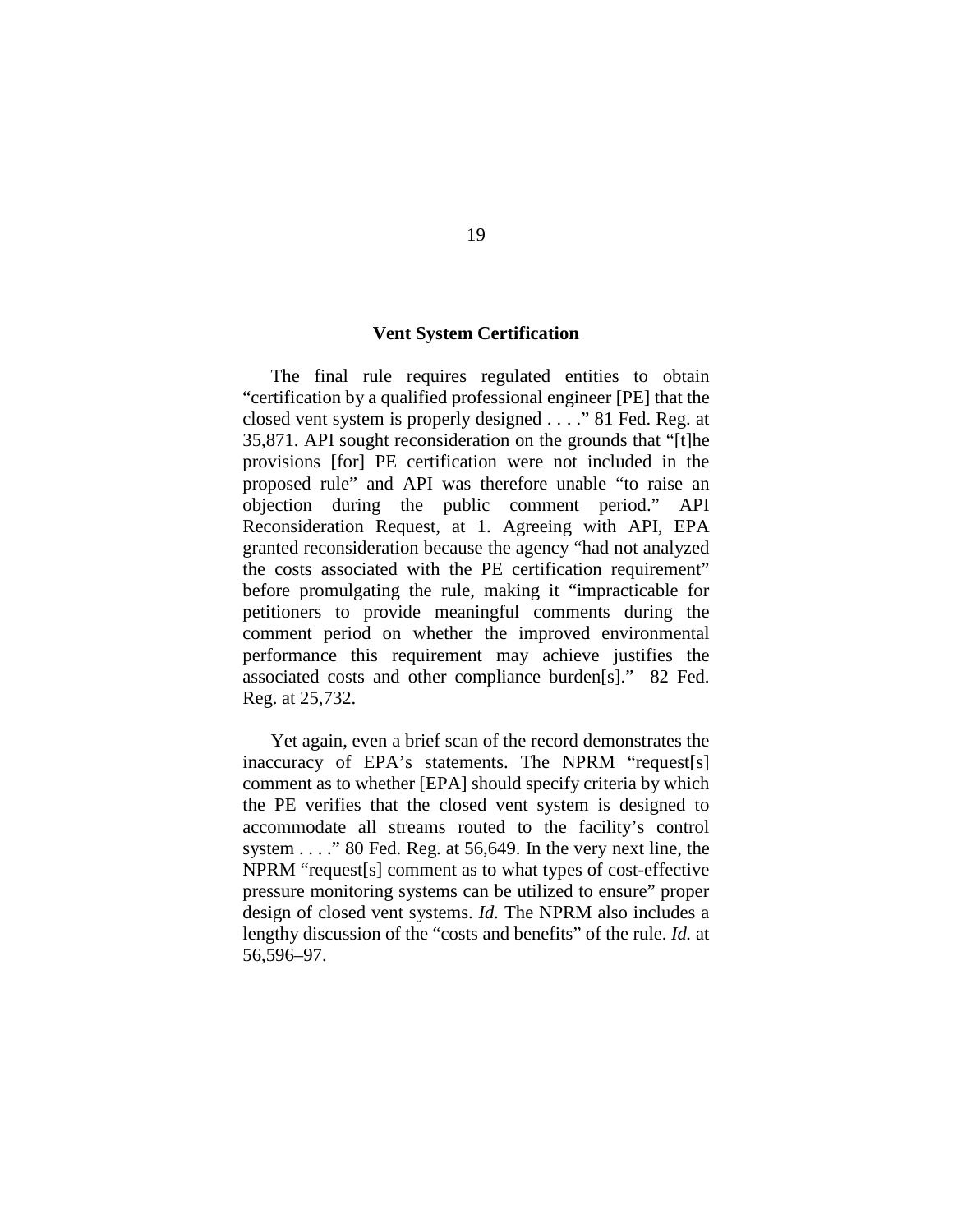### Vent System Certification

The final rule requires regulated entities to obtain "certification by a qualified professional engineer [PE] that the closed vent system is properly designed . . . ." 81 Fed. Reg. at 35,871. API sought reconsideration on the grounds that "[t]he provisions [for] PE certification were not included in the proposed rule" and API was therefore unable "to raise an objection during the public comment period." API Reconsideration Request, at 1. Agreeing with API, EPA granted reconsideration because the agency "had not analyzed the costs associated with the PE certification requirement" before promulgating the rule, making it "impracticable for petitioners to provide meaningful comments during the comment period on whether the improved environmental performance this requirement may achieve justifies the associated costs and other compliance burden[s]." 82 Fed. Reg. at 25,732.

Yet again, even a brief scan of the record demonstrates the inaccuracy of EPA's statements. The NPRM "request[s] comment as to whether [EPA] should specify criteria by which the PE verifies that the closed vent system is designed to accommodate all streams routed to the facility's control system . . . ." 80 Fed. Reg. at 56,649. In the very next line, the NPRM "request[s] comment as to what types of cost-effective pressure monitoring systems can be utilized to ensure" proper design of closed vent systems. *Id.* The NPRM also includes a lengthy discussion of the "costs and benefits" of the rule. *Id.* at 56,596–97.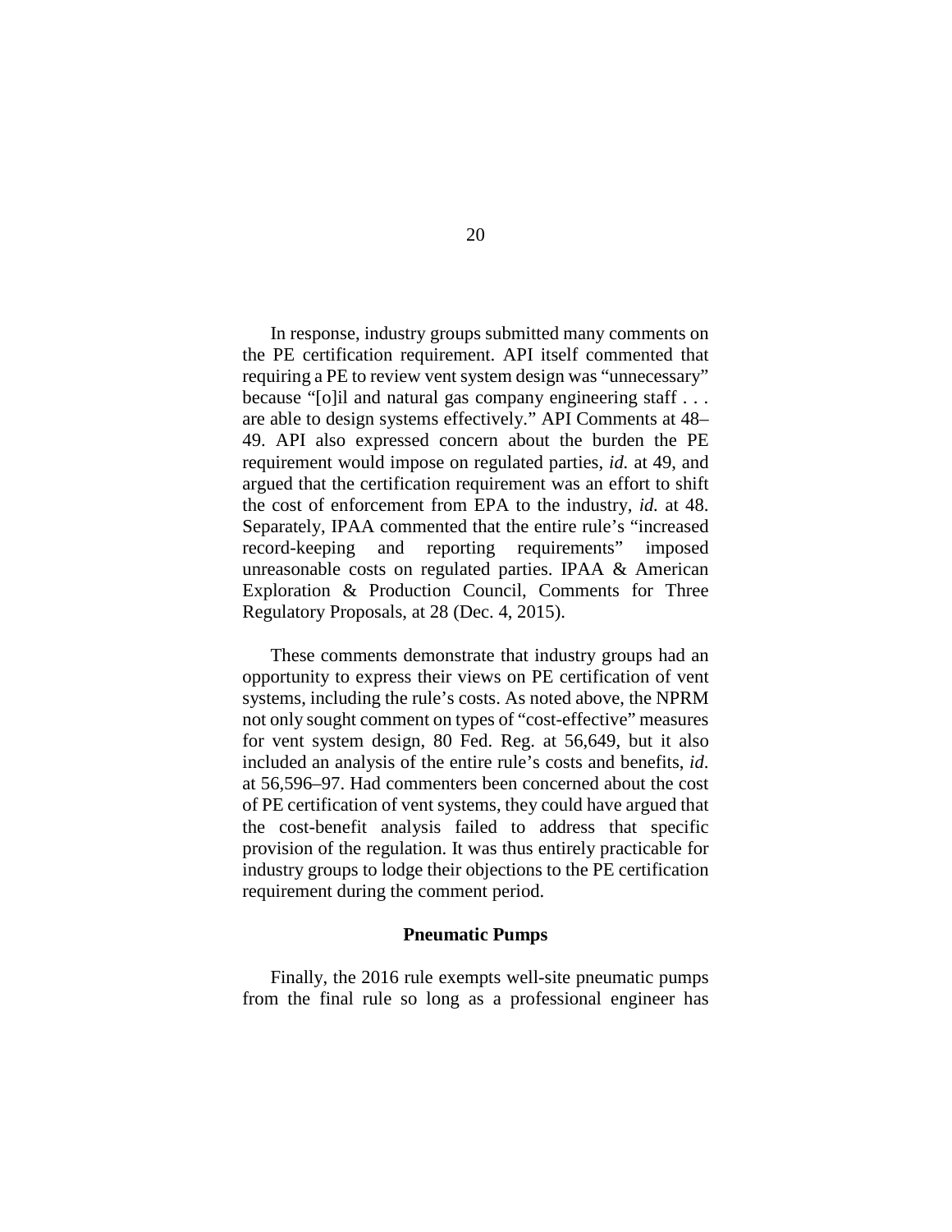In response, industry groups submitted many comments on the PE certification requirement. API itself commented that requiring a PE to review vent system design was "unnecessary" because "[o]il and natural gas company engineering staff . . . are able to design systems effectively." API Comments at 48–49. API also expressed concern about the burden the PE requirement would impose on regulated parties, *id.* at 49, and argued that the certification requirement was an effort to shift the cost of enforcement from EPA to the industry, *id.* at 48. Separately, IPAA commented that the entire rule's "increased record-keeping and reporting requirements" imposed unreasonable costs on regulated parties. IPAA & American Exploration & Production Council, Comments for Three Regulatory Proposals, at 28 (Dec. 4, 2015).

These comments demonstrate that industry groups had an opportunity to express their views on PE certification of vent systems, including the rule's costs. As noted above, the NPRM not only sought comment on types of "cost-effective" measures for vent system design, 80 Fed. Reg. at 56,649, but it also included an analysis of the entire rule's costs and benefits, *id.* at 56,596–97. Had commenters been concerned about the cost of PE certification of vent systems, they could have argued that the cost-benefit analysis failed to address that specific provision of the regulation. It was thus entirely practicable for industry groups to lodge their objections to the PE certification requirement during the comment period.

**Pneumatic Pumps**

Finally, the 2016 rule exempts well-site pneumatic pumps from the final rule so long as a professional engineer has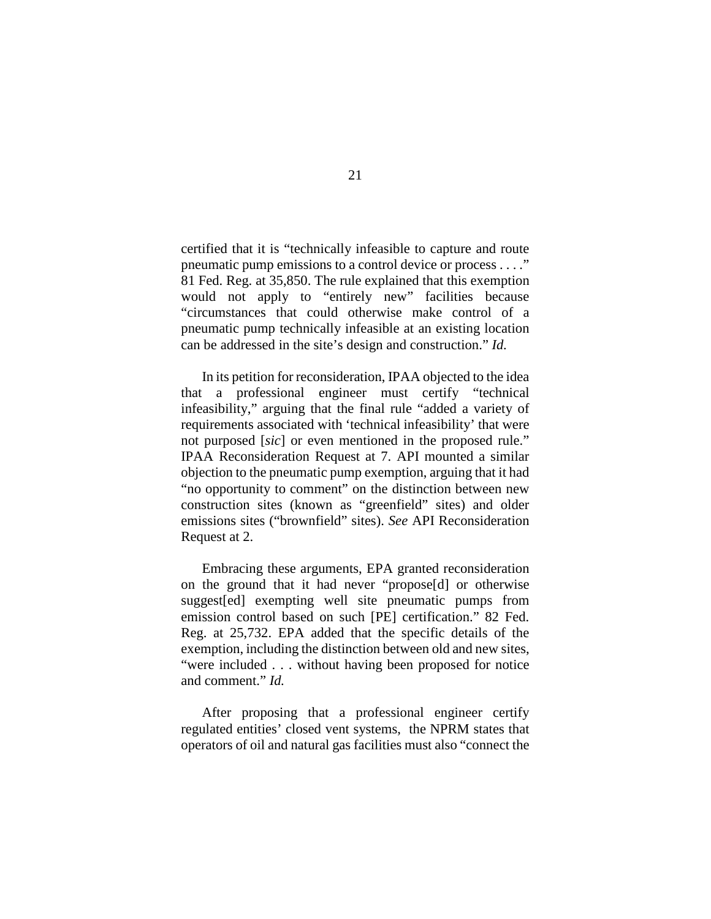certified that it is "technically infeasible to capture and route pneumatic pump emissions to a control device or process . . . ." 81 Fed. Reg. at 35,850. The rule explained that this exemption would not apply to "entirely new" facilities because "circumstances that could otherwise make control of a pneumatic pump technically infeasible at an existing location can be addressed in the site's design and construction." *Id.*

In its petition for reconsideration, IPAA objected to the idea that a professional engineer must certify "technical infeasibility," arguing that the final rule "added a variety of requirements associated with 'technical infeasibility' that were not purposed [*sic*] or even mentioned in the proposed rule." IPAA Reconsideration Request at 7. API mounted a similar objection to the pneumatic pump exemption, arguing that it had "no opportunity to comment" on the distinction between new construction sites (known as "greenfield" sites) and older emissions sites ("brownfield" sites). *See* API Reconsideration Request at 2.

Embracing these arguments, EPA granted reconsideration on the ground that it had never "propose[d] or otherwise suggest[ed] exempting well site pneumatic pumps from emission control based on such [PE] certification." 82 Fed. Reg. at 25,732. EPA added that the specific details of the exemption, including the distinction between old and new sites, "were included . . . without having been proposed for notice and comment." *Id.*

After proposing that a professional engineer certify regulated entities' closed vent systems, the NPRM states that operators of oil and natural gas facilities must also "connect the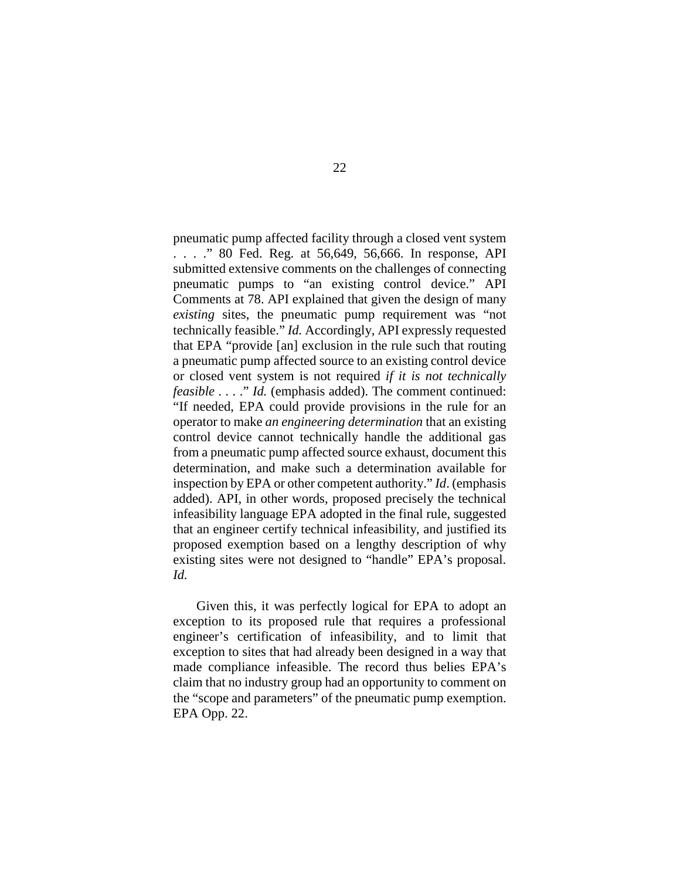pneumatic pump affected facility through a closed vent system . . . ." 80 Fed. Reg. at 56,649, 56,666. In response, API submitted extensive comments on the challenges of connecting pneumatic pumps to "an existing control device." API Comments at 78. API explained that given the design of many *existing* sites, the pneumatic pump requirement was "not technically feasible." *Id.* Accordingly, API expressly requested that EPA "provide [an] exclusion in the rule such that routing a pneumatic pump affected source to an existing control device or closed vent system is not required *if it is not technically feasible* . . . ." *Id.* (emphasis added). The comment continued: "If needed, EPA could provide provisions in the rule for an operator to make *an engineering determination* that an existing control device cannot technically handle the additional gas from a pneumatic pump affected source exhaust, document this determination, and make such a determination available for inspection by EPA or other competent authority." *Id*. (emphasis added). API, in other words, proposed precisely the technical infeasibility language EPA adopted in the final rule, suggested that an engineer certify technical infeasibility, and justified its proposed exemption based on a lengthy description of why existing sites were not designed to "handle" EPA's proposal. *Id.*

Given this, it was perfectly logical for EPA to adopt an exception to its proposed rule that requires a professional engineer's certification of infeasibility, and to limit that exception to sites that had already been designed in a way that made compliance infeasible. The record thus belies EPA's claim that no industry group had an opportunity to comment on the "scope and parameters" of the pneumatic pump exemption. EPA Opp. 22.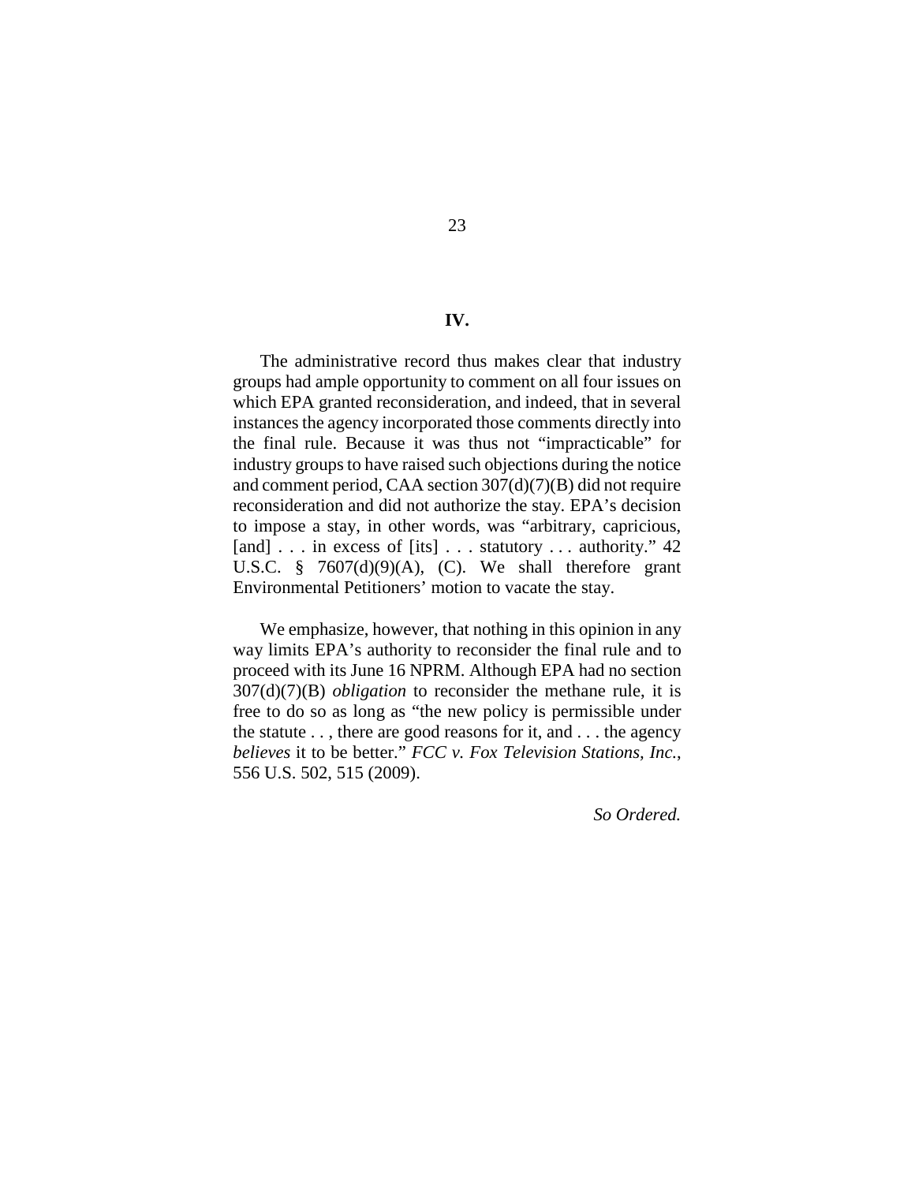## IV.

The administrative record thus makes clear that industry groups had ample opportunity to comment on all four issues on which EPA granted reconsideration, and indeed, that in several instances the agency incorporated those comments directly into the final rule. Because it was thus not "impracticable" for industry groups to have raised such objections during the notice and comment period, CAA section 307(d)(7)(B) did not require reconsideration and did not authorize the stay. EPA's decision to impose a stay, in other words, was "arbitrary, capricious, [and] . . . in excess of [its] . . . statutory . . . authority." 42 U.S.C. § 7607(d)(9)(A), (C). We shall therefore grant Environmental Petitioners' motion to vacate the stay.

We emphasize, however, that nothing in this opinion in any way limits EPA's authority to reconsider the final rule and to proceed with its June 16 NPRM. Although EPA had no section 307(d)(7)(B) *obligation* to reconsider the methane rule, it is free to do so as long as "the new policy is permissible under the statute . . , there are good reasons for it, and . . . the agency *believes* it to be better." *FCC v. Fox Television Stations, Inc.*, 556 U.S. 502, 515 (2009).

*So Ordered.*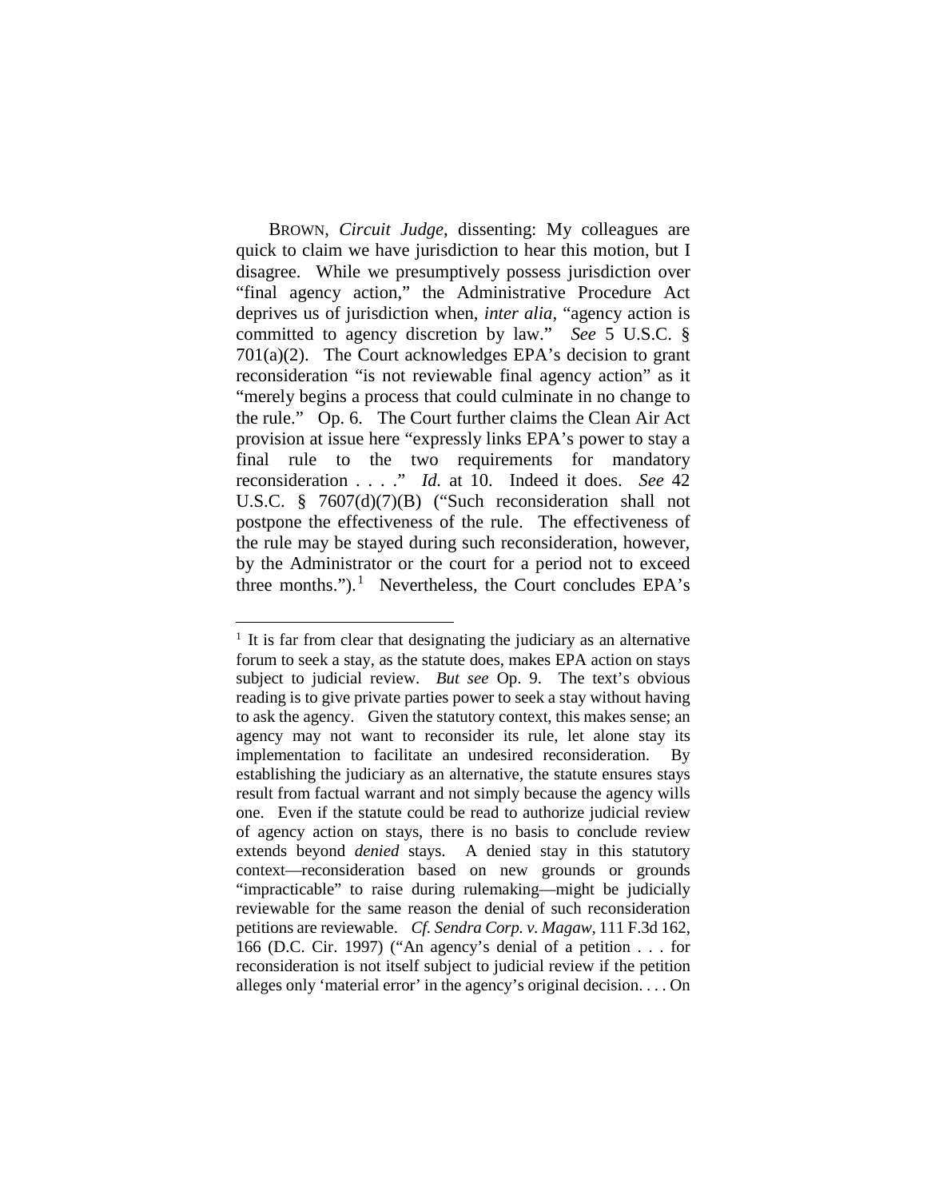BROWN, *Circuit Judge*, dissenting: My colleagues are quick to claim we have jurisdiction to hear this motion, but I disagree. While we presumptively possess jurisdiction over "final agency action," the Administrative Procedure Act deprives us of jurisdiction when, *inter alia*, "agency action is committed to agency discretion by law." *See* 5 U.S.C. § 701(a)(2). The Court acknowledges EPA's decision to grant reconsideration "is not reviewable final agency action" as it "merely begins a process that could culminate in no change to the rule." Op. 6. The Court further claims the Clean Air Act provision at issue here "expressly links EPA's power to stay a final rule to the two requirements for mandatory reconsideration . . . ." *Id.* at 10. Indeed it does. *See* 42 U.S.C. § 7607(d)(7)(B) ("Such reconsideration shall not postpone the effectiveness of the rule. The effectiveness of the rule may be stayed during such reconsideration, however, by the Administrator or the court for a period not to exceed three months.").[1] Nevertheless, the Court concludes EPA's

[1] It is far from clear that designating the judiciary as an alternative forum to seek a stay, as the statute does, makes EPA action on stays subject to judicial review. *But see* Op. 9. The text's obvious reading is to give private parties power to seek a stay without having to ask the agency. Given the statutory context, this makes sense; an agency may not want to reconsider its rule, let alone stay its implementation to facilitate an undesired reconsideration. By establishing the judiciary as an alternative, the statute ensures stays result from factual warrant and not simply because the agency wills one. Even if the statute could be read to authorize judicial review of agency action on stays, there is no basis to conclude review extends beyond *denied* stays. A denied stay in this statutory context—reconsideration based on new grounds or grounds "impracticable" to raise during rulemaking—might be judicially reviewable for the same reason the denial of such reconsideration petitions are reviewable. *Cf. Sendra Corp. v. Magaw*, 111 F.3d 162, 166 (D.C. Cir. 1997) ("An agency's denial of a petition . . . for reconsideration is not itself subject to judicial review if the petition alleges only 'material error' in the agency's original decision. . . . On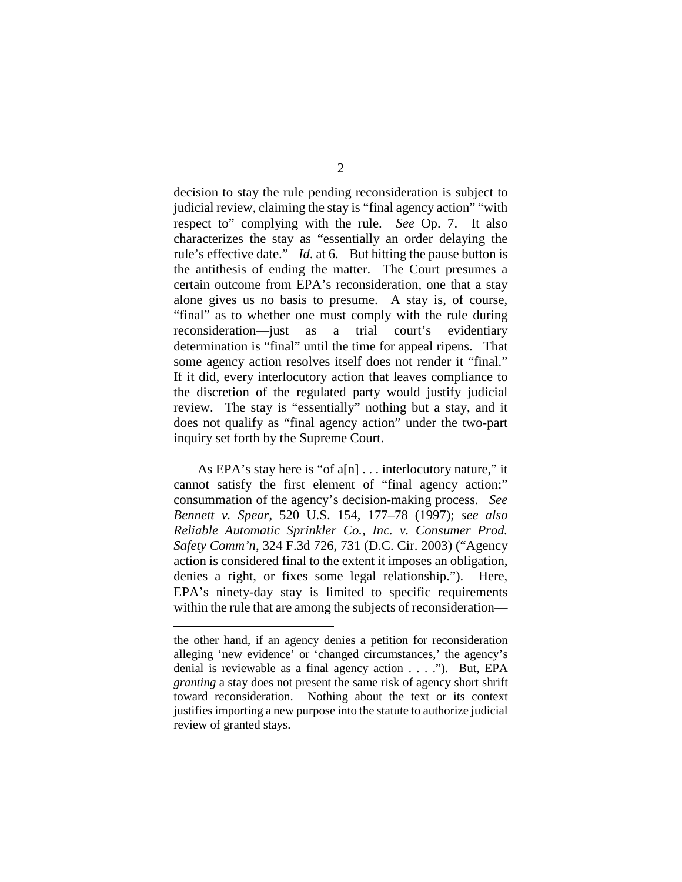decision to stay the rule pending reconsideration is subject to judicial review, claiming the stay is "final agency action" "with respect to" complying with the rule. *See* Op. 7. It also characterizes the stay as "essentially an order delaying the rule's effective date." *Id.* at 6. But hitting the pause button is the antithesis of ending the matter. The Court presumes a certain outcome from EPA's reconsideration, one that a stay alone gives us no basis to presume. A stay is, of course, "final" as to whether one must comply with the rule during reconsideration—just as a trial court's evidentiary determination is "final" until the time for appeal ripens. That some agency action resolves itself does not render it "final." If it did, every interlocutory action that leaves compliance to the discretion of the regulated party would justify judicial review. The stay is "essentially" nothing but a stay, and it does not qualify as "final agency action" under the two-part inquiry set forth by the Supreme Court.

As EPA's stay here is "of a[n] . . . interlocutory nature," it cannot satisfy the first element of "final agency action:" consummation of the agency's decision-making process. *See Bennett v. Spear*, 520 U.S. 154, 177–78 (1997); *see also Reliable Automatic Sprinkler Co., Inc. v. Consumer Prod. Safety Comm'n*, 324 F.3d 726, 731 (D.C. Cir. 2003) ("Agency action is considered final to the extent it imposes an obligation, denies a right, or fixes some legal relationship."). Here, EPA's ninety-day stay is limited to specific requirements within the rule that are among the subjects of reconsideration—

---

the other hand, if an agency denies a petition for reconsideration alleging 'new evidence' or 'changed circumstances,' the agency's denial is reviewable as a final agency action . . . ."). But, EPA *granting* a stay does not present the same risk of agency short shrift toward reconsideration. Nothing about the text or its context justifies importing a new purpose into the statute to authorize judicial review of granted stays.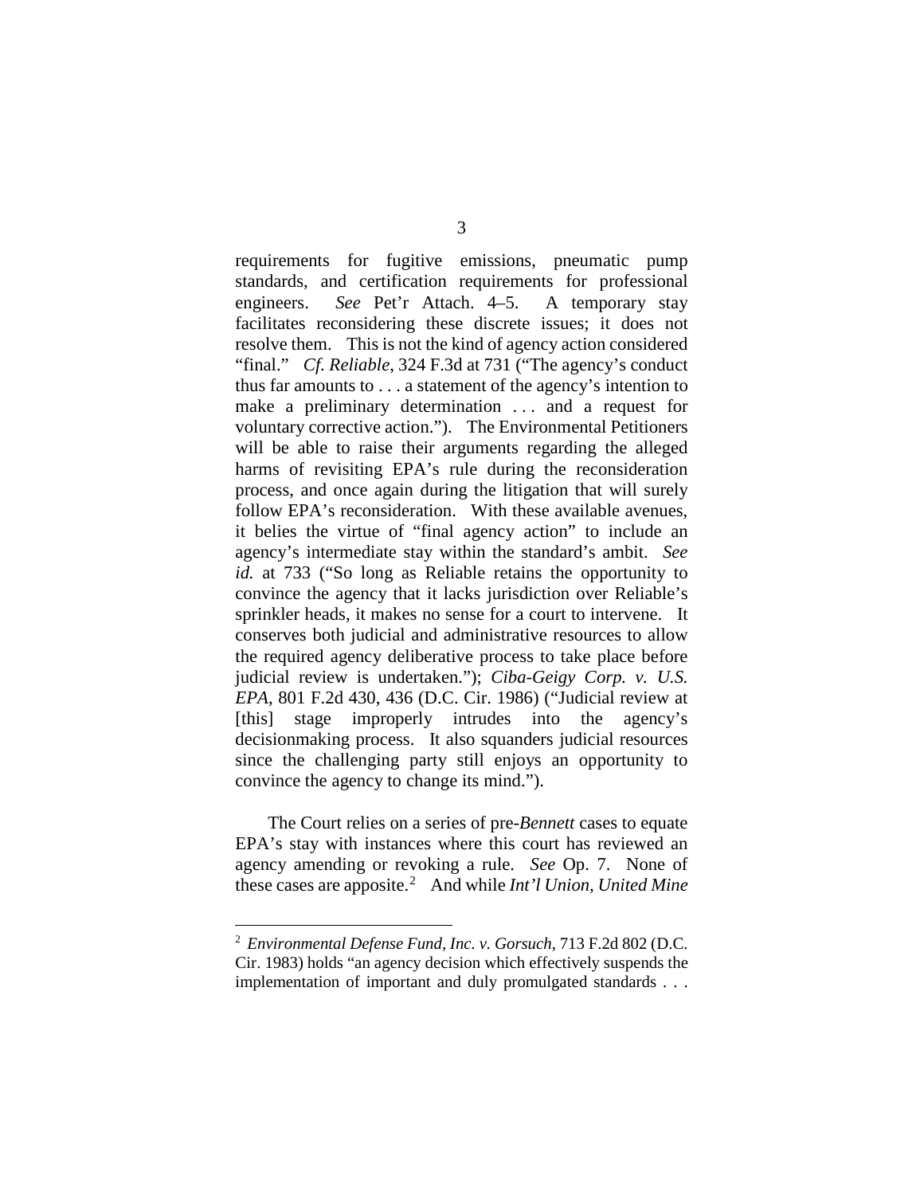requirements for fugitive emissions, pneumatic pump standards, and certification requirements for professional engineers. *See* Pet'r Attach. 4–5. A temporary stay facilitates reconsidering these discrete issues; it does not resolve them. This is not the kind of agency action considered "final." *Cf. Reliable*, 324 F.3d at 731 ("The agency's conduct thus far amounts to . . . a statement of the agency's intention to make a preliminary determination . . . and a request for voluntary corrective action."). The Environmental Petitioners will be able to raise their arguments regarding the alleged harms of revisiting EPA's rule during the reconsideration process, and once again during the litigation that will surely follow EPA's reconsideration. With these available avenues, it belies the virtue of "final agency action" to include an agency's intermediate stay within the standard's ambit. *See id.* at 733 ("So long as Reliable retains the opportunity to convince the agency that it lacks jurisdiction over Reliable's sprinkler heads, it makes no sense for a court to intervene. It conserves both judicial and administrative resources to allow the required agency deliberative process to take place before judicial review is undertaken."); *Ciba-Geigy Corp. v. U.S. EPA*, 801 F.2d 430, 436 (D.C. Cir. 1986) ("Judicial review at [this] stage improperly intrudes into the agency's decisionmaking process. It also squanders judicial resources since the challenging party still enjoys an opportunity to convince the agency to change its mind.").

The Court relies on a series of pre-*Bennett* cases to equate EPA's stay with instances where this court has reviewed an agency amending or revoking a rule. *See* Op. 7. None of these cases are apposite.[2] And while *Int'l Union, United Mine*

[2] *Environmental Defense Fund, Inc. v. Gorsuch*, 713 F.2d 802 (D.C. Cir. 1983) holds "an agency decision which effectively suspends the implementation of important and duly promulgated standards . . .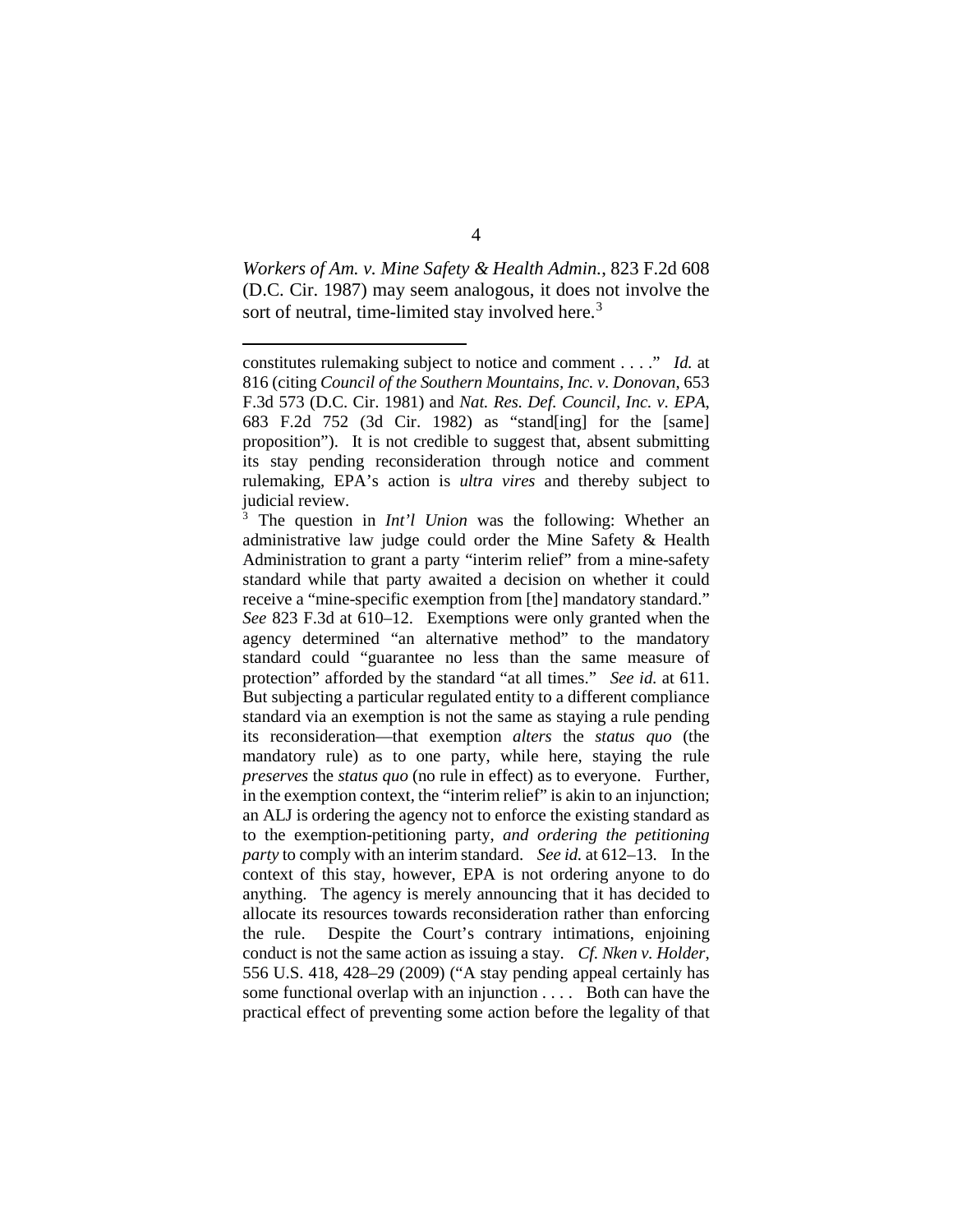*Workers of Am. v. Mine Safety & Health Admin.*, 823 F.2d 608 (D.C. Cir. 1987) may seem analogous, it does not involve the sort of neutral, time-limited stay involved here.[3]

---

constitutes rulemaking subject to notice and comment . . . ." *Id.* at 816 (citing *Council of the Southern Mountains, Inc. v. Donovan*, 653 F.3d 573 (D.C. Cir. 1981) and *Nat. Res. Def. Council, Inc. v. EPA*, 683 F.2d 752 (3d Cir. 1982) as "stand[ing] for the [same] proposition"). It is not credible to suggest that, absent submitting its stay pending reconsideration through notice and comment rulemaking, EPA's action is *ultra vires* and thereby subject to judicial review.

[3] The question in *Int'l Union* was the following: Whether an administrative law judge could order the Mine Safety & Health Administration to grant a party "interim relief" from a mine-safety standard while that party awaited a decision on whether it could receive a "mine-specific exemption from [the] mandatory standard." *See* 823 F.3d at 610–12. Exemptions were only granted when the agency determined "an alternative method" to the mandatory standard could "guarantee no less than the same measure of protection" afforded by the standard "at all times." *See id.* at 611. But subjecting a particular regulated entity to a different compliance standard via an exemption is not the same as staying a rule pending its reconsideration—that exemption *alters* the *status quo* (the mandatory rule) as to one party, while here, staying the rule *preserves* the *status quo* (no rule in effect) as to everyone. Further, in the exemption context, the "interim relief" is akin to an injunction; an ALJ is ordering the agency not to enforce the existing standard as to the exemption-petitioning party, *and ordering the petitioning party* to comply with an interim standard. *See id.* at 612–13. In the context of this stay, however, EPA is not ordering anyone to do anything. The agency is merely announcing that it has decided to allocate its resources towards reconsideration rather than enforcing the rule. Despite the Court's contrary intimations, enjoining conduct is not the same action as issuing a stay. *Cf. Nken v. Holder*, 556 U.S. 418, 428–29 (2009) ("A stay pending appeal certainly has some functional overlap with an injunction . . . . Both can have the practical effect of preventing some action before the legality of that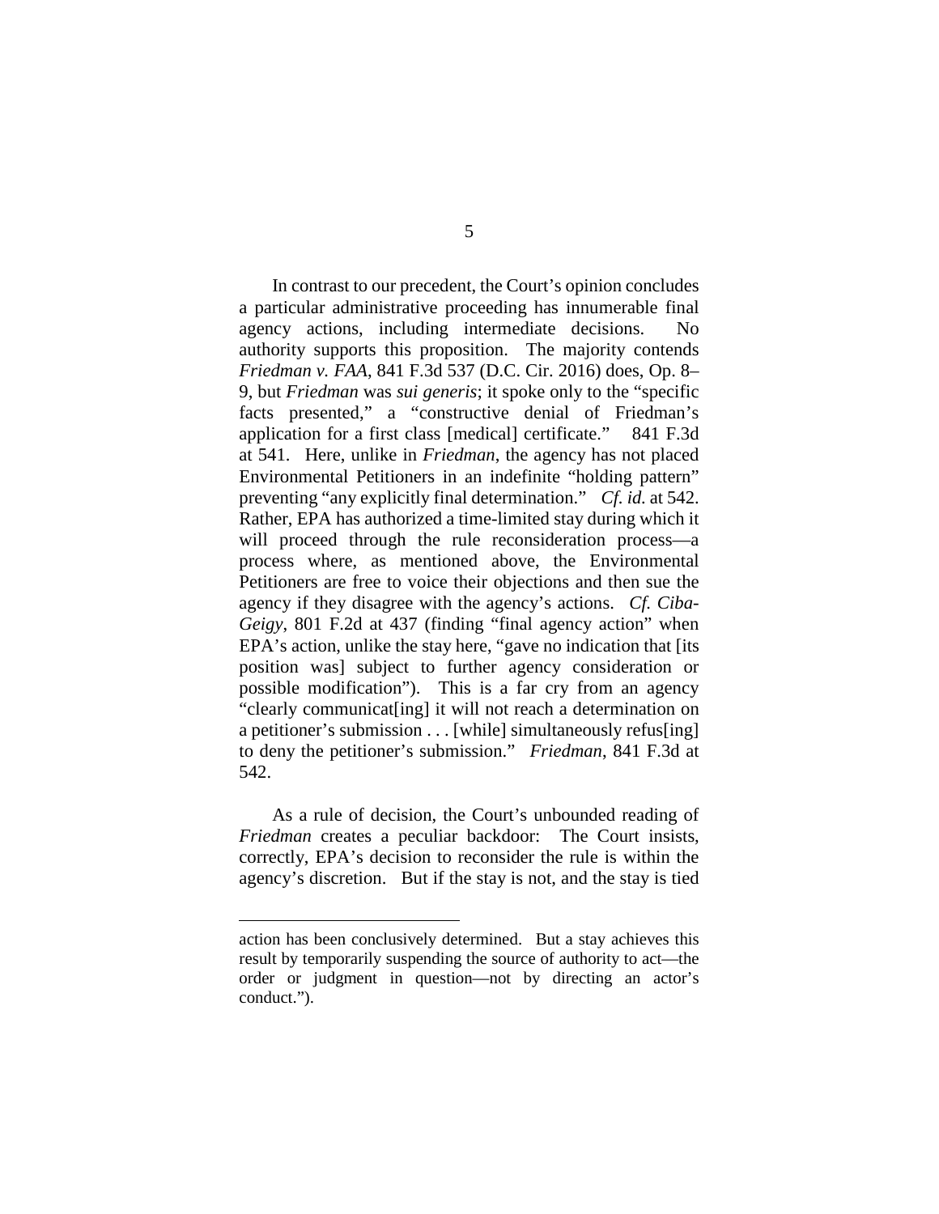In contrast to our precedent, the Court's opinion concludes a particular administrative proceeding has innumerable final agency actions, including intermediate decisions. No authority supports this proposition. The majority contends *Friedman v. FAA*, 841 F.3d 537 (D.C. Cir. 2016) does, Op. 8–9, but *Friedman* was *sui generis*; it spoke only to the "specific facts presented," a "constructive denial of Friedman's application for a first class [medical] certificate." 841 F.3d at 541. Here, unlike in *Friedman*, the agency has not placed Environmental Petitioners in an indefinite "holding pattern" preventing "any explicitly final determination." *Cf. id.* at 542. Rather, EPA has authorized a time-limited stay during which it will proceed through the rule reconsideration process—a process where, as mentioned above, the Environmental Petitioners are free to voice their objections and then sue the agency if they disagree with the agency's actions. *Cf. Ciba-Geigy*, 801 F.2d at 437 (finding "final agency action" when EPA's action, unlike the stay here, "gave no indication that [its position was] subject to further agency consideration or possible modification"). This is a far cry from an agency "clearly communicat[ing] it will not reach a determination on a petitioner's submission . . . [while] simultaneously refus[ing] to deny the petitioner's submission." *Friedman*, 841 F.3d at 542.

As a rule of decision, the Court's unbounded reading of *Friedman* creates a peculiar backdoor: The Court insists, correctly, EPA's decision to reconsider the rule is within the agency's discretion. But if the stay is not, and the stay is tied

---

action has been conclusively determined. But a stay achieves this result by temporarily suspending the source of authority to act—the order or judgment in question—not by directing an actor's conduct.").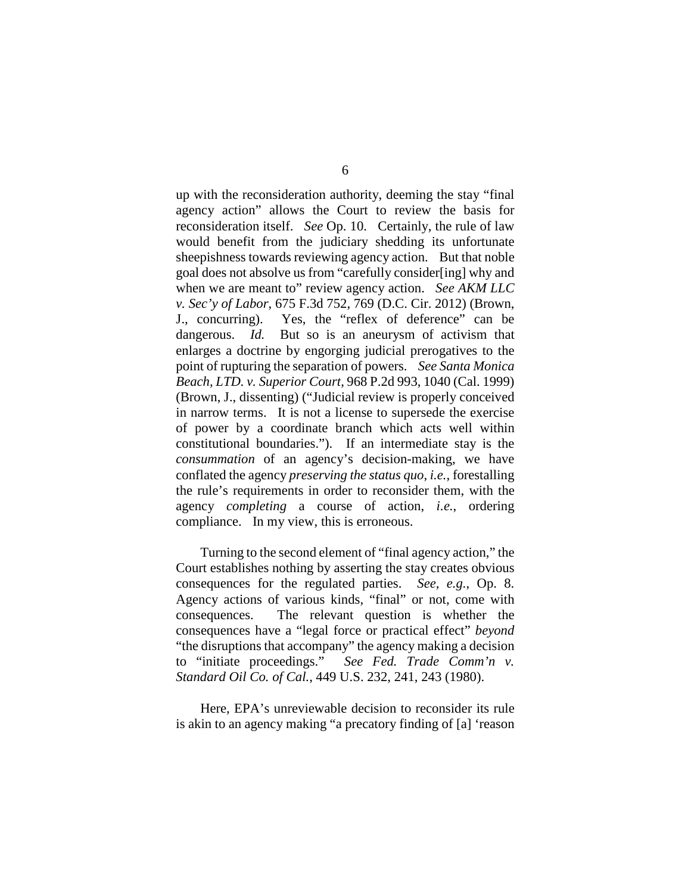up with the reconsideration authority, deeming the stay "final agency action" allows the Court to review the basis for reconsideration itself. *See* Op. 10. Certainly, the rule of law would benefit from the judiciary shedding its unfortunate sheepishness towards reviewing agency action. But that noble goal does not absolve us from "carefully consider[ing] why and when we are meant to" review agency action. *See AKM LLC v. Sec'y of Labor*, 675 F.3d 752, 769 (D.C. Cir. 2012) (Brown, J., concurring). Yes, the "reflex of deference" can be dangerous. *Id.* But so is an aneurysm of activism that enlarges a doctrine by engorging judicial prerogatives to the point of rupturing the separation of powers. *See Santa Monica Beach, LTD. v. Superior Court*, 968 P.2d 993, 1040 (Cal. 1999) (Brown, J., dissenting) ("Judicial review is properly conceived in narrow terms. It is not a license to supersede the exercise of power by a coordinate branch which acts well within constitutional boundaries."). If an intermediate stay is the *consummation* of an agency's decision-making, we have conflated the agency *preserving the status quo*, *i.e.*, forestalling the rule's requirements in order to reconsider them, with the agency *completing* a course of action, *i.e.*, ordering compliance. In my view, this is erroneous.

Turning to the second element of "final agency action," the Court establishes nothing by asserting the stay creates obvious consequences for the regulated parties. *See, e.g.*, Op. 8. Agency actions of various kinds, "final" or not, come with consequences. The relevant question is whether the consequences have a "legal force or practical effect" *beyond* "the disruptions that accompany" the agency making a decision to "initiate proceedings." *See Fed. Trade Comm'n v. Standard Oil Co. of Cal.*, 449 U.S. 232, 241, 243 (1980).

Here, EPA's unreviewable decision to reconsider its rule is akin to an agency making "a precatory finding of [a] 'reason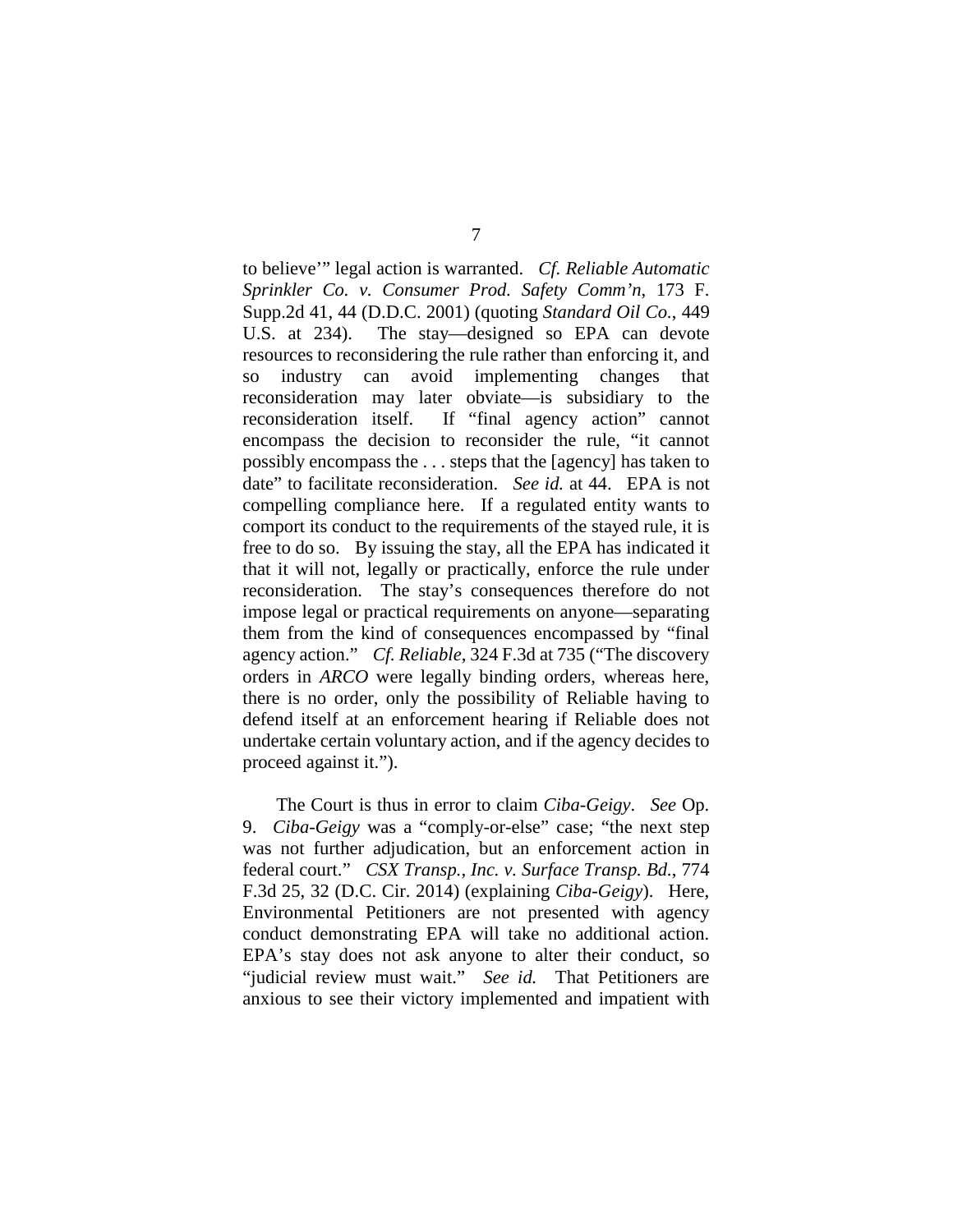to believe'" legal action is warranted. *Cf. Reliable Automatic Sprinkler Co. v. Consumer Prod. Safety Comm'n*, 173 F. Supp.2d 41, 44 (D.D.C. 2001) (quoting *Standard Oil Co.*, 449 U.S. at 234). The stay—designed so EPA can devote resources to reconsidering the rule rather than enforcing it, and so industry can avoid implementing changes that reconsideration may later obviate—is subsidiary to the reconsideration itself. If "final agency action" cannot encompass the decision to reconsider the rule, "it cannot possibly encompass the . . . steps that the [agency] has taken to date" to facilitate reconsideration. *See id.* at 44. EPA is not compelling compliance here. If a regulated entity wants to comport its conduct to the requirements of the stayed rule, it is free to do so. By issuing the stay, all the EPA has indicated it that it will not, legally or practically, enforce the rule under reconsideration. The stay's consequences therefore do not impose legal or practical requirements on anyone—separating them from the kind of consequences encompassed by "final agency action." *Cf. Reliable*, 324 F.3d at 735 ("The discovery orders in *ARCO* were legally binding orders, whereas here, there is no order, only the possibility of Reliable having to defend itself at an enforcement hearing if Reliable does not undertake certain voluntary action, and if the agency decides to proceed against it.").

The Court is thus in error to claim *Ciba-Geigy*. *See* Op. 9. *Ciba-Geigy* was a "comply-or-else" case; "the next step was not further adjudication, but an enforcement action in federal court." *CSX Transp., Inc. v. Surface Transp. Bd.*, 774 F.3d 25, 32 (D.C. Cir. 2014) (explaining *Ciba-Geigy*). Here, Environmental Petitioners are not presented with agency conduct demonstrating EPA will take no additional action. EPA's stay does not ask anyone to alter their conduct, so "judicial review must wait." *See id.* That Petitioners are anxious to see their victory implemented and impatient with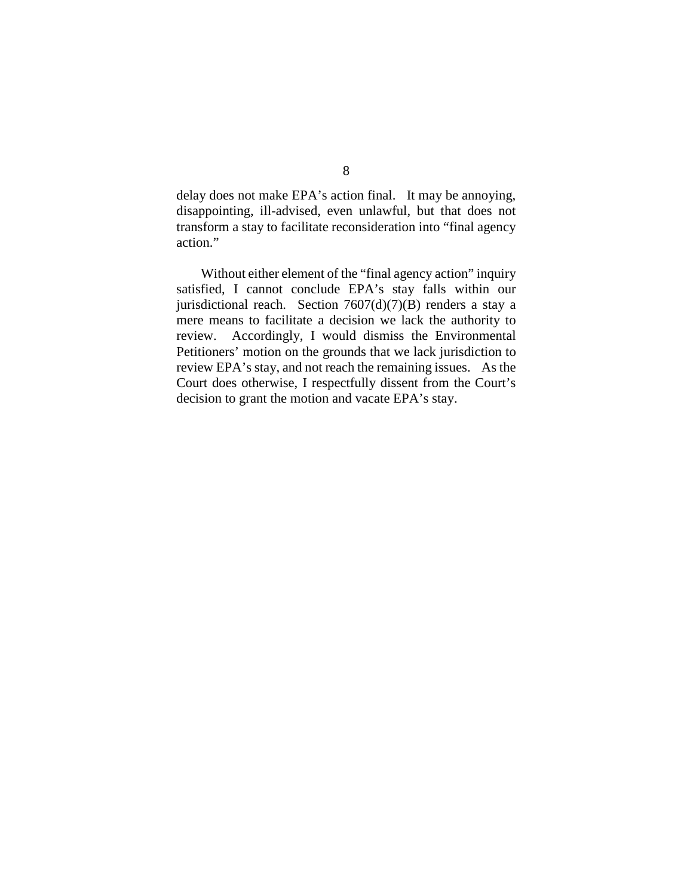delay does not make EPA's action final. It may be annoying, disappointing, ill-advised, even unlawful, but that does not transform a stay to facilitate reconsideration into "final agency action."

Without either element of the "final agency action" inquiry satisfied, I cannot conclude EPA's stay falls within our jurisdictional reach. Section 7607(d)(7)(B) renders a stay a mere means to facilitate a decision we lack the authority to review. Accordingly, I would dismiss the Environmental Petitioners' motion on the grounds that we lack jurisdiction to review EPA's stay, and not reach the remaining issues. As the Court does otherwise, I respectfully dissent from the Court's decision to grant the motion and vacate EPA's stay.